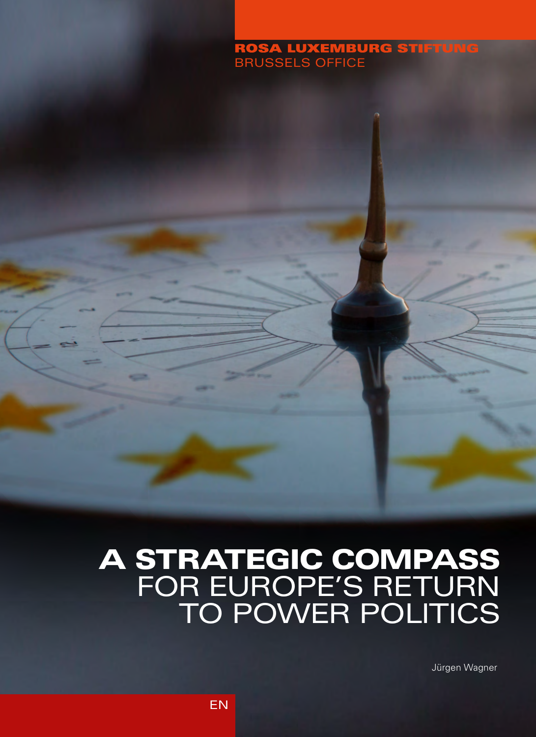ROSA LUXEMBURG STIFTUNG
BRUSSELS OFFICE

# A STRATEGIC COMPASS FOR EUROPE'S RETURN TO POWER POLITICS

Jürgen Wagner

EN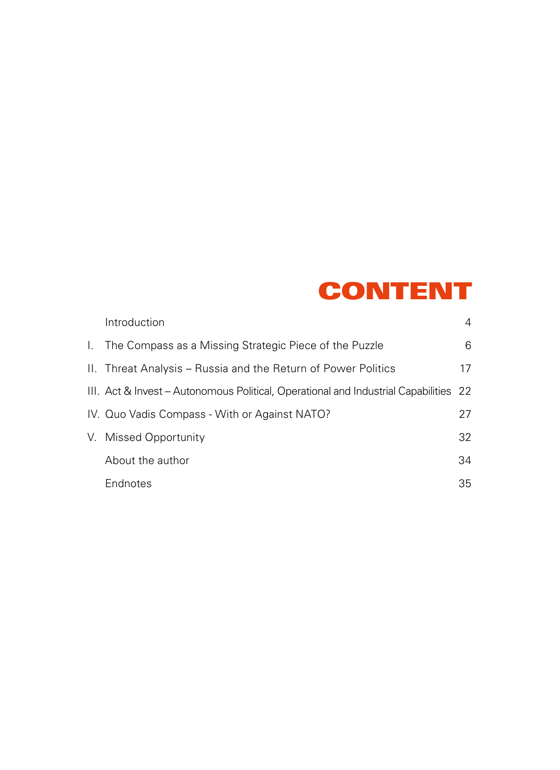# CONTENT

| | | |
|---|---|---|
| | Introduction | 4 |
| I. | The Compass as a Missing Strategic Piece of the Puzzle | 6 |
| II. | Threat Analysis – Russia and the Return of Power Politics | 17 |
| III. | Act & Invest – Autonomous Political, Operational and Industrial Capabilities | 22 |
| IV. | Quo Vadis Compass - With or Against NATO? | 27 |
| V. | Missed Opportunity | 32 |
| | About the author | 34 |
| | Endnotes | 35 |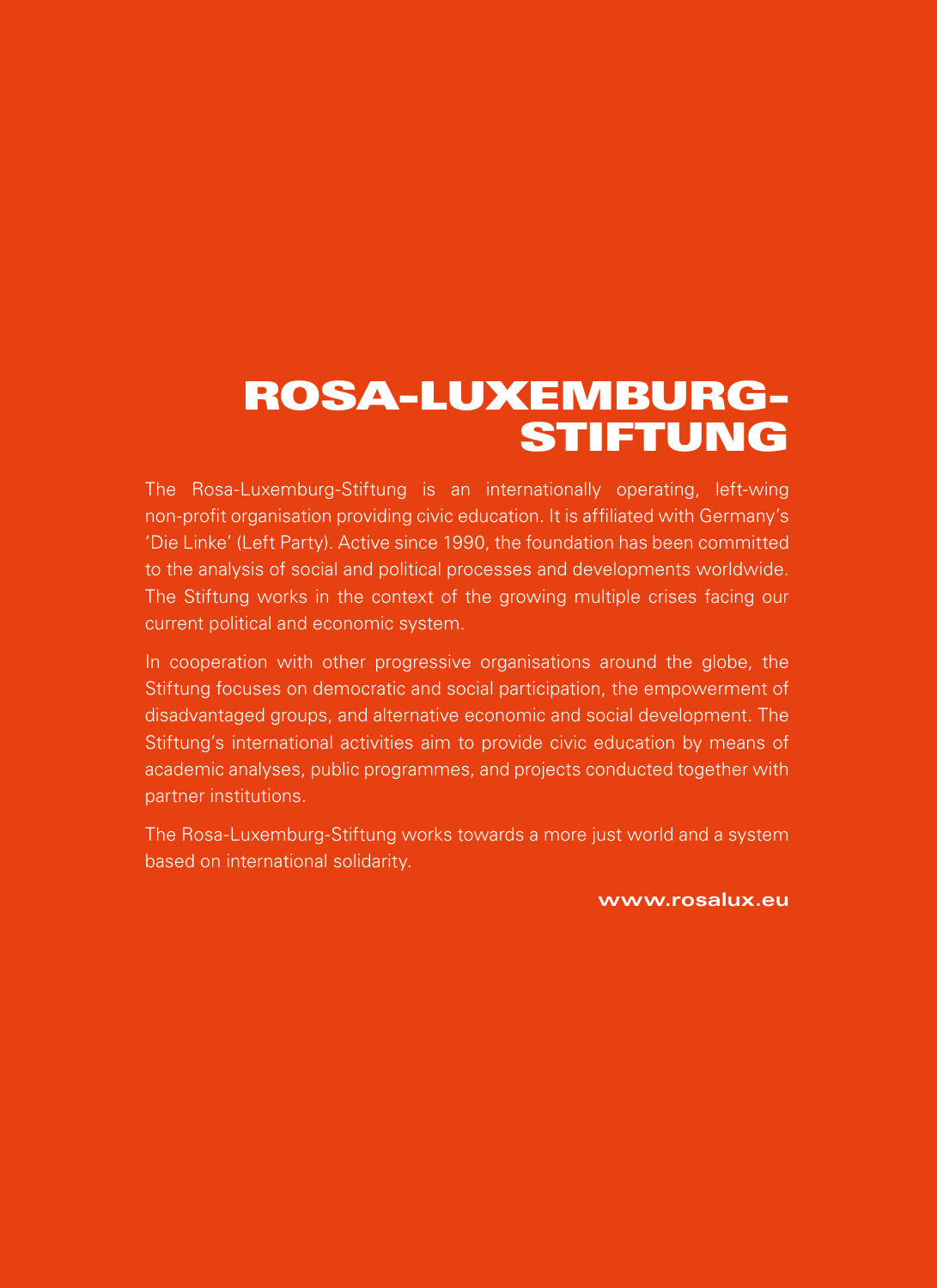# ROSA-LUXEMBURG-STIFTUNG

The Rosa-Luxemburg-Stiftung is an internationally operating, left-wing non-profit organisation providing civic education. It is affiliated with Germany's 'Die Linke' (Left Party). Active since 1990, the foundation has been committed to the analysis of social and political processes and developments worldwide. The Stiftung works in the context of the growing multiple crises facing our current political and economic system.

In cooperation with other progressive organisations around the globe, the Stiftung focuses on democratic and social participation, the empowerment of disadvantaged groups, and alternative economic and social development. The Stiftung's international activities aim to provide civic education by means of academic analyses, public programmes, and projects conducted together with partner institutions.

The Rosa-Luxemburg-Stiftung works towards a more just world and a system based on international solidarity.

**www.rosalux.eu**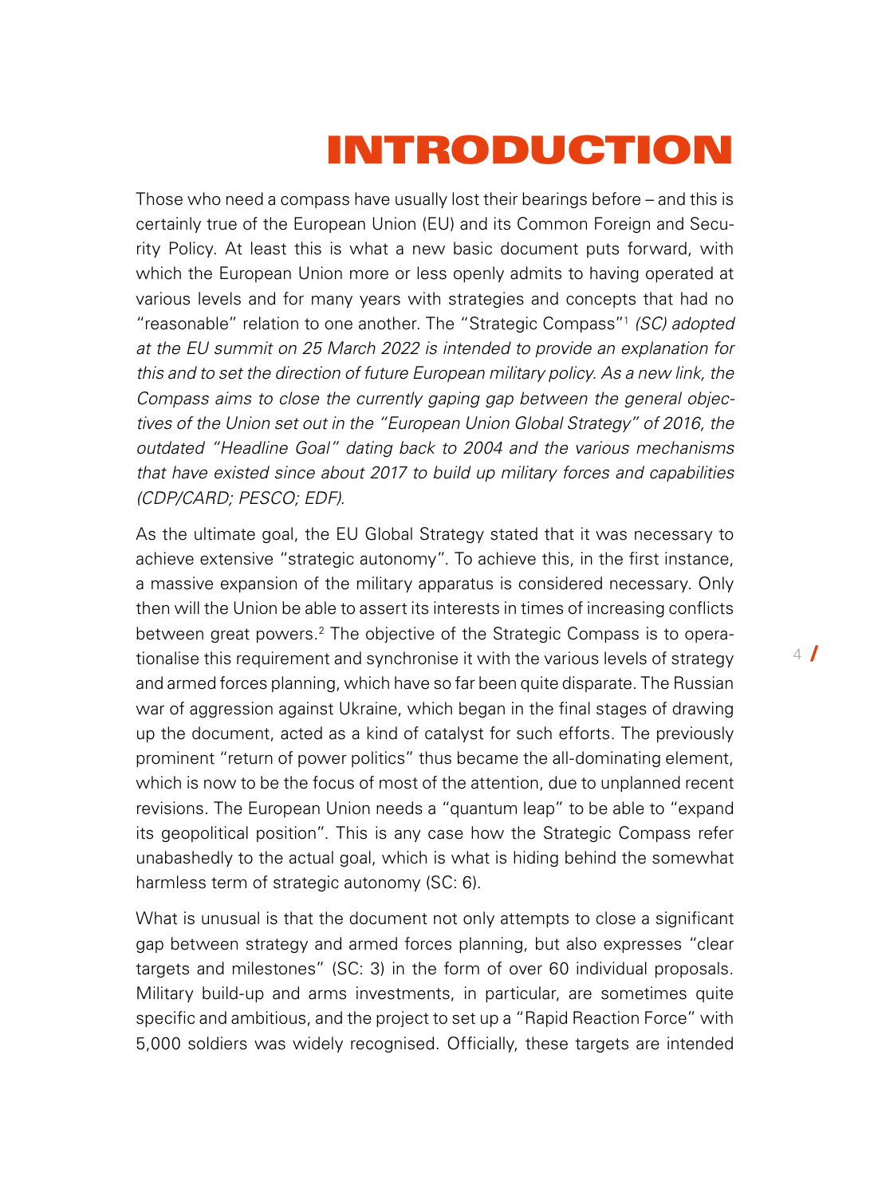# INTRODUCTION

Those who need a compass have usually lost their bearings before – and this is certainly true of the European Union (EU) and its Common Foreign and Security Policy. At least this is what a new basic document puts forward, with which the European Union more or less openly admits to having operated at various levels and for many years with strategies and concepts that had no "reasonable" relation to one another. The "Strategic Compass"[1] *(SC) adopted at the EU summit on 25 March 2022 is intended to provide an explanation for this and to set the direction of future European military policy. As a new link, the Compass aims to close the currently gaping gap between the general objectives of the Union set out in the "European Union Global Strategy" of 2016, the outdated "Headline Goal" dating back to 2004 and the various mechanisms that have existed since about 2017 to build up military forces and capabilities (CDP/CARD; PESCO; EDF).*

As the ultimate goal, the EU Global Strategy stated that it was necessary to achieve extensive "strategic autonomy". To achieve this, in the first instance, a massive expansion of the military apparatus is considered necessary. Only then will the Union be able to assert its interests in times of increasing conflicts between great powers.[2] The objective of the Strategic Compass is to operationalise this requirement and synchronise it with the various levels of strategy and armed forces planning, which have so far been quite disparate. The Russian war of aggression against Ukraine, which began in the final stages of drawing up the document, acted as a kind of catalyst for such efforts. The previously prominent "return of power politics" thus became the all-dominating element, which is now to be the focus of most of the attention, due to unplanned recent revisions. The European Union needs a "quantum leap" to be able to "expand its geopolitical position". This is any case how the Strategic Compass refer unabashedly to the actual goal, which is what is hiding behind the somewhat harmless term of strategic autonomy (SC: 6).

What is unusual is that the document not only attempts to close a significant gap between strategy and armed forces planning, but also expresses "clear targets and milestones" (SC: 3) in the form of over 60 individual proposals. Military build-up and arms investments, in particular, are sometimes quite specific and ambitious, and the project to set up a "Rapid Reaction Force" with 5,000 soldiers was widely recognised. Officially, these targets are intended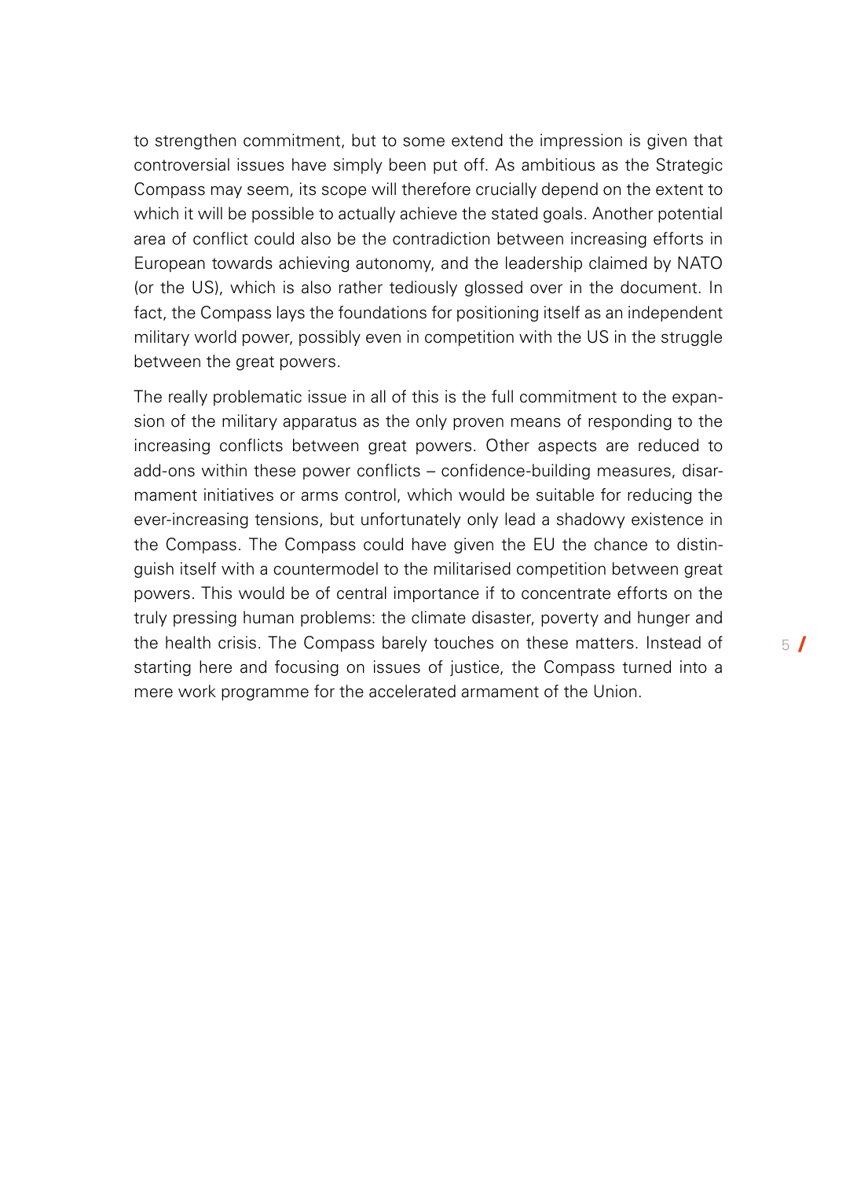to strengthen commitment, but to some extend the impression is given that controversial issues have simply been put off. As ambitious as the Strategic Compass may seem, its scope will therefore crucially depend on the extent to which it will be possible to actually achieve the stated goals. Another potential area of conflict could also be the contradiction between increasing efforts in European towards achieving autonomy, and the leadership claimed by NATO (or the US), which is also rather tediously glossed over in the document. In fact, the Compass lays the foundations for positioning itself as an independent military world power, possibly even in competition with the US in the struggle between the great powers.

The really problematic issue in all of this is the full commitment to the expansion of the military apparatus as the only proven means of responding to the increasing conflicts between great powers. Other aspects are reduced to add-ons within these power conflicts – confidence-building measures, disarmament initiatives or arms control, which would be suitable for reducing the ever-increasing tensions, but unfortunately only lead a shadowy existence in the Compass. The Compass could have given the EU the chance to distinguish itself with a countermodel to the militarised competition between great powers. This would be of central importance if to concentrate efforts on the truly pressing human problems: the climate disaster, poverty and hunger and the health crisis. The Compass barely touches on these matters. Instead of starting here and focusing on issues of justice, the Compass turned into a mere work programme for the accelerated armament of the Union.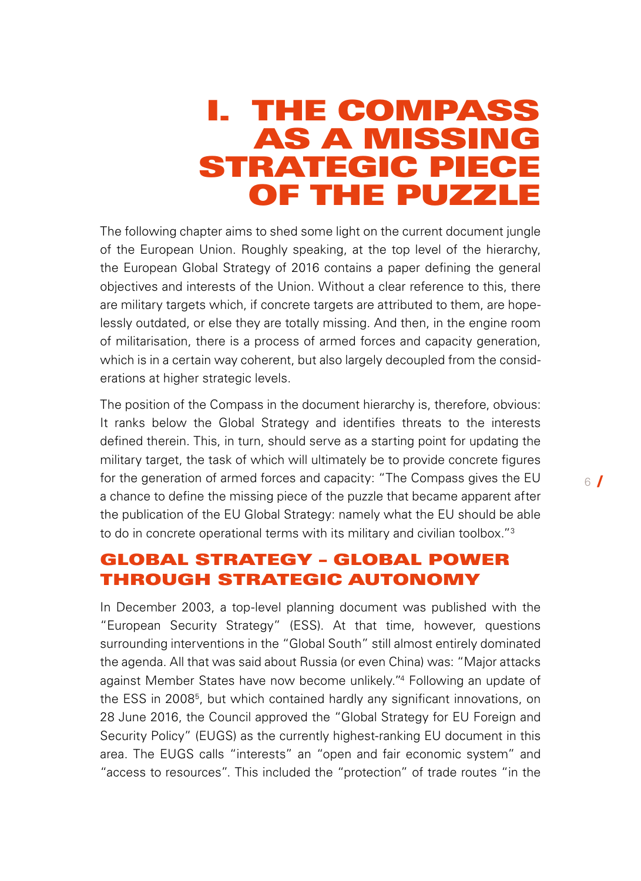# I. THE COMPASS AS A MISSING STRATEGIC PIECE OF THE PUZZLE

The following chapter aims to shed some light on the current document jungle of the European Union. Roughly speaking, at the top level of the hierarchy, the European Global Strategy of 2016 contains a paper defining the general objectives and interests of the Union. Without a clear reference to this, there are military targets which, if concrete targets are attributed to them, are hopelessly outdated, or else they are totally missing. And then, in the engine room of militarisation, there is a process of armed forces and capacity generation, which is in a certain way coherent, but also largely decoupled from the considerations at higher strategic levels.

The position of the Compass in the document hierarchy is, therefore, obvious: It ranks below the Global Strategy and identifies threats to the interests defined therein. This, in turn, should serve as a starting point for updating the military target, the task of which will ultimately be to provide concrete figures for the generation of armed forces and capacity: "The Compass gives the EU a chance to define the missing piece of the puzzle that became apparent after the publication of the EU Global Strategy: namely what the EU should be able to do in concrete operational terms with its military and civilian toolbox."[3]

## GLOBAL STRATEGY – GLOBAL POWER THROUGH STRATEGIC AUTONOMY

In December 2003, a top-level planning document was published with the "European Security Strategy" (ESS). At that time, however, questions surrounding interventions in the "Global South" still almost entirely dominated the agenda. All that was said about Russia (or even China) was: "Major attacks against Member States have now become unlikely."[4] Following an update of the ESS in 2008[5], but which contained hardly any significant innovations, on 28 June 2016, the Council approved the "Global Strategy for EU Foreign and Security Policy" (EUGS) as the currently highest-ranking EU document in this area. The EUGS calls "interests" an "open and fair economic system" and "access to resources". This included the "protection" of trade routes "in the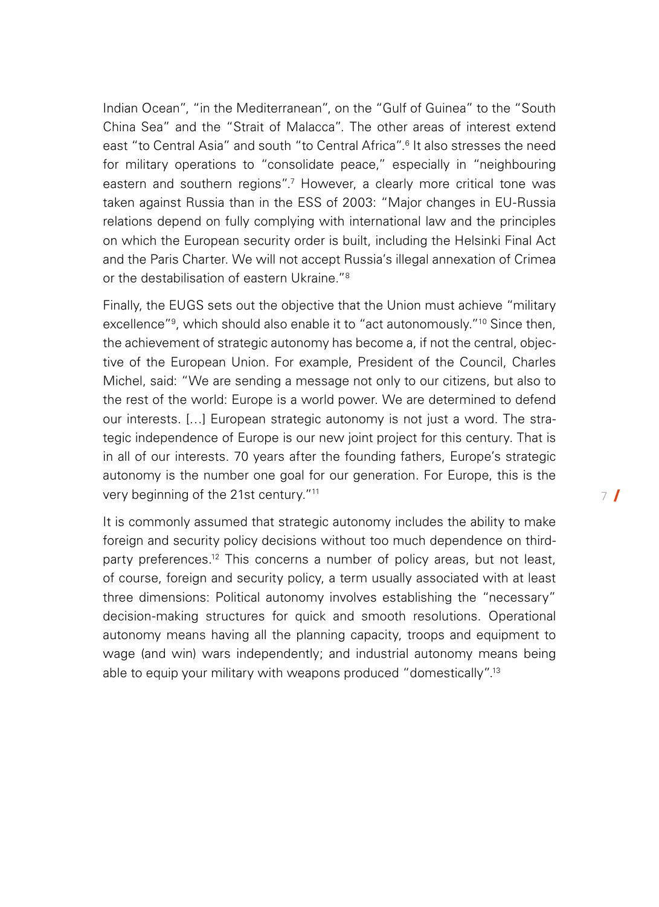Indian Ocean", "in the Mediterranean", on the "Gulf of Guinea" to the "South China Sea" and the "Strait of Malacca". The other areas of interest extend east "to Central Asia" and south "to Central Africa".[6] It also stresses the need for military operations to "consolidate peace," especially in "neighbouring eastern and southern regions".[7] However, a clearly more critical tone was taken against Russia than in the ESS of 2003: "Major changes in EU-Russia relations depend on fully complying with international law and the principles on which the European security order is built, including the Helsinki Final Act and the Paris Charter. We will not accept Russia's illegal annexation of Crimea or the destabilisation of eastern Ukraine."[8]

Finally, the EUGS sets out the objective that the Union must achieve "military excellence"[9], which should also enable it to "act autonomously."[10] Since then, the achievement of strategic autonomy has become a, if not the central, objective of the European Union. For example, President of the Council, Charles Michel, said: "We are sending a message not only to our citizens, but also to the rest of the world: Europe is a world power. We are determined to defend our interests. […] European strategic autonomy is not just a word. The strategic independence of Europe is our new joint project for this century. That is in all of our interests. 70 years after the founding fathers, Europe's strategic autonomy is the number one goal for our generation. For Europe, this is the very beginning of the 21st century."[11]

It is commonly assumed that strategic autonomy includes the ability to make foreign and security policy decisions without too much dependence on third-party preferences.[12] This concerns a number of policy areas, but not least, of course, foreign and security policy, a term usually associated with at least three dimensions: Political autonomy involves establishing the "necessary" decision-making structures for quick and smooth resolutions. Operational autonomy means having all the planning capacity, troops and equipment to wage (and win) wars independently; and industrial autonomy means being able to equip your military with weapons produced "domestically".[13]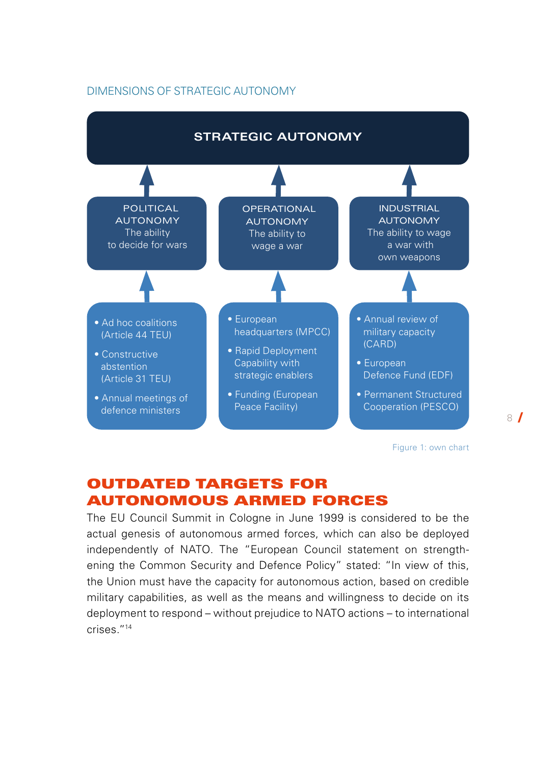DIMENSIONS OF STRATEGIC AUTONOMY

**STRATEGIC AUTONOMY**

| POLITICAL AUTONOMY | OPERATIONAL AUTONOMY | INDUSTRIAL AUTONOMY |
|---|---|---|
| The ability to decide for wars | The ability to wage a war | The ability to wage a war with own weapons |
| • Ad hoc coalitions (Article 44 TEU)<br>• Constructive abstention (Article 31 TEU)<br>• Annual meetings of defence ministers | • European headquarters (MPCC)<br>• Rapid Deployment Capability with strategic enablers<br>• Funding (European Peace Facility) | • Annual review of military capacity (CARD)<br>• European Defence Fund (EDF)<br>• Permanent Structured Cooperation (PESCO) |

Figure 1: own chart

## OUTDATED TARGETS FOR AUTONOMOUS ARMED FORCES

The EU Council Summit in Cologne in June 1999 is considered to be the actual genesis of autonomous armed forces, which can also be deployed independently of NATO. The "European Council statement on strengthening the Common Security and Defence Policy" stated: "In view of this, the Union must have the capacity for autonomous action, based on credible military capabilities, as well as the means and willingness to decide on its deployment to respond – without prejudice to NATO actions – to international crises."[14]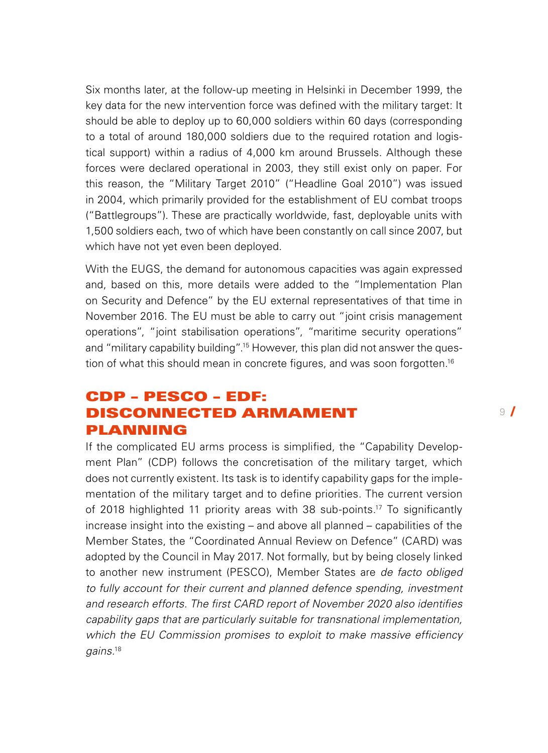Six months later, at the follow-up meeting in Helsinki in December 1999, the key data for the new intervention force was defined with the military target: It should be able to deploy up to 60,000 soldiers within 60 days (corresponding to a total of around 180,000 soldiers due to the required rotation and logistical support) within a radius of 4,000 km around Brussels. Although these forces were declared operational in 2003, they still exist only on paper. For this reason, the "Military Target 2010" ("Headline Goal 2010") was issued in 2004, which primarily provided for the establishment of EU combat troops ("Battlegroups"). These are practically worldwide, fast, deployable units with 1,500 soldiers each, two of which have been constantly on call since 2007, but which have not yet even been deployed.

With the EUGS, the demand for autonomous capacities was again expressed and, based on this, more details were added to the "Implementation Plan on Security and Defence" by the EU external representatives of that time in November 2016. The EU must be able to carry out "joint crisis management operations", "joint stabilisation operations", "maritime security operations" and "military capability building".[15] However, this plan did not answer the question of what this should mean in concrete figures, and was soon forgotten.[16]

## CDP – PESCO – EDF: DISCONNECTED ARMAMENT PLANNING

If the complicated EU arms process is simplified, the "Capability Development Plan" (CDP) follows the concretisation of the military target, which does not currently existent. Its task is to identify capability gaps for the implementation of the military target and to define priorities. The current version of 2018 highlighted 11 priority areas with 38 sub-points.[17] To significantly increase insight into the existing – and above all planned – capabilities of the Member States, the "Coordinated Annual Review on Defence" (CARD) was adopted by the Council in May 2017. Not formally, but by being closely linked to another new instrument (PESCO), Member States are *de facto obliged to fully account for their current and planned defence spending, investment and research efforts. The first CARD report of November 2020 also identifies capability gaps that are particularly suitable for transnational implementation, which the EU Commission promises to exploit to make massive efficiency gains.*[18]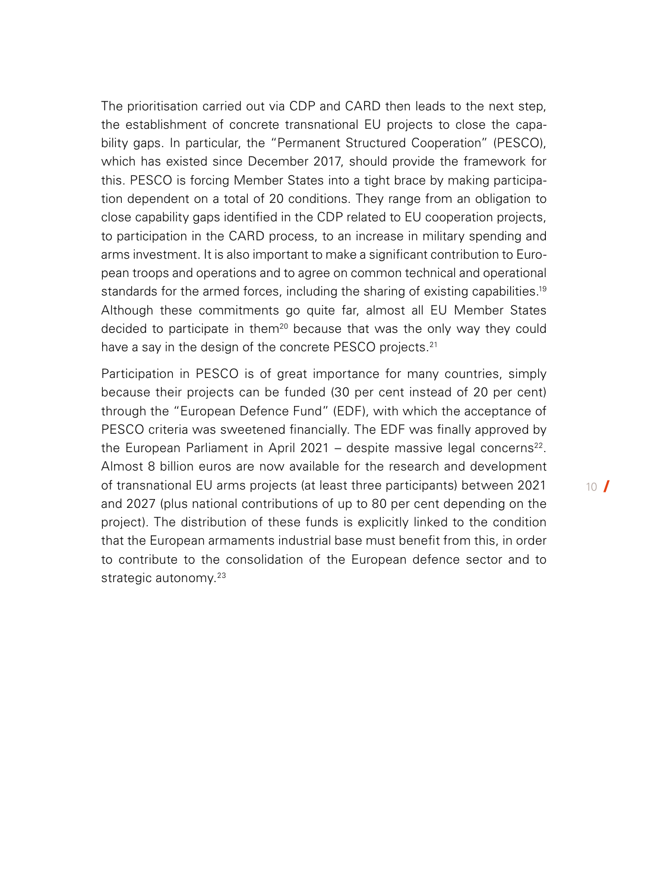The prioritisation carried out via CDP and CARD then leads to the next step, the establishment of concrete transnational EU projects to close the capability gaps. In particular, the "Permanent Structured Cooperation" (PESCO), which has existed since December 2017, should provide the framework for this. PESCO is forcing Member States into a tight brace by making participation dependent on a total of 20 conditions. They range from an obligation to close capability gaps identified in the CDP related to EU cooperation projects, to participation in the CARD process, to an increase in military spending and arms investment. It is also important to make a significant contribution to European troops and operations and to agree on common technical and operational standards for the armed forces, including the sharing of existing capabilities.[19] Although these commitments go quite far, almost all EU Member States decided to participate in them[20] because that was the only way they could have a say in the design of the concrete PESCO projects.[21]

Participation in PESCO is of great importance for many countries, simply because their projects can be funded (30 per cent instead of 20 per cent) through the "European Defence Fund" (EDF), with which the acceptance of PESCO criteria was sweetened financially. The EDF was finally approved by the European Parliament in April 2021 – despite massive legal concerns[22]. Almost 8 billion euros are now available for the research and development of transnational EU arms projects (at least three participants) between 2021 and 2027 (plus national contributions of up to 80 per cent depending on the project). The distribution of these funds is explicitly linked to the condition that the European armaments industrial base must benefit from this, in order to contribute to the consolidation of the European defence sector and to strategic autonomy.[23]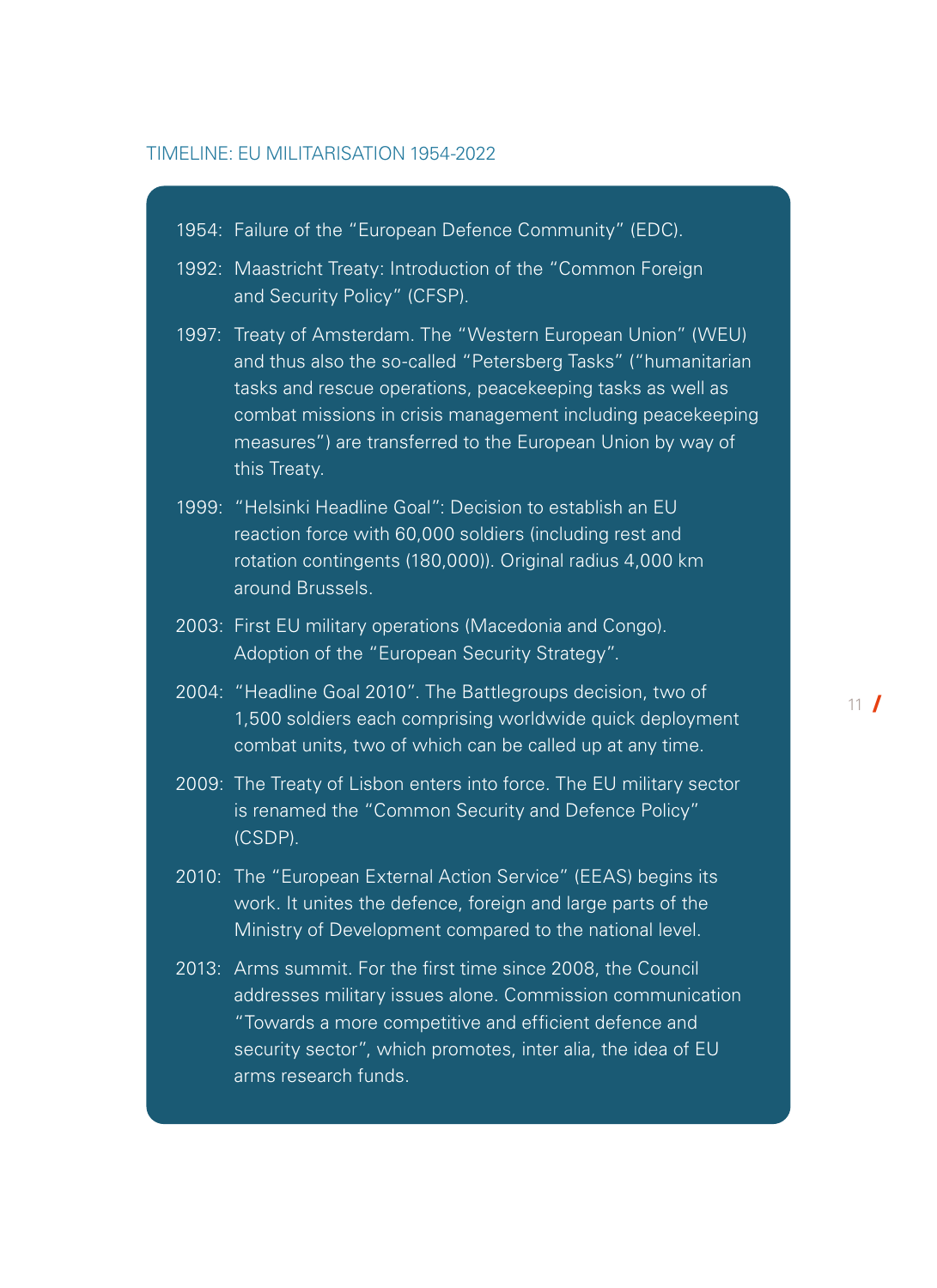TIMELINE: EU MILITARISATION 1954-2022

1954: Failure of the "European Defence Community" (EDC).

1992: Maastricht Treaty: Introduction of the "Common Foreign and Security Policy" (CFSP).

1997: Treaty of Amsterdam. The "Western European Union" (WEU) and thus also the so-called "Petersberg Tasks" ("humanitarian tasks and rescue operations, peacekeeping tasks as well as combat missions in crisis management including peacekeeping measures") are transferred to the European Union by way of this Treaty.

1999: "Helsinki Headline Goal": Decision to establish an EU reaction force with 60,000 soldiers (including rest and rotation contingents (180,000)). Original radius 4,000 km around Brussels.

2003: First EU military operations (Macedonia and Congo). Adoption of the "European Security Strategy".

2004: "Headline Goal 2010". The Battlegroups decision, two of 1,500 soldiers each comprising worldwide quick deployment combat units, two of which can be called up at any time.

2009: The Treaty of Lisbon enters into force. The EU military sector is renamed the "Common Security and Defence Policy" (CSDP).

2010: The "European External Action Service" (EEAS) begins its work. It unites the defence, foreign and large parts of the Ministry of Development compared to the national level.

2013: Arms summit. For the first time since 2008, the Council addresses military issues alone. Commission communication "Towards a more competitive and efficient defence and security sector", which promotes, inter alia, the idea of EU arms research funds.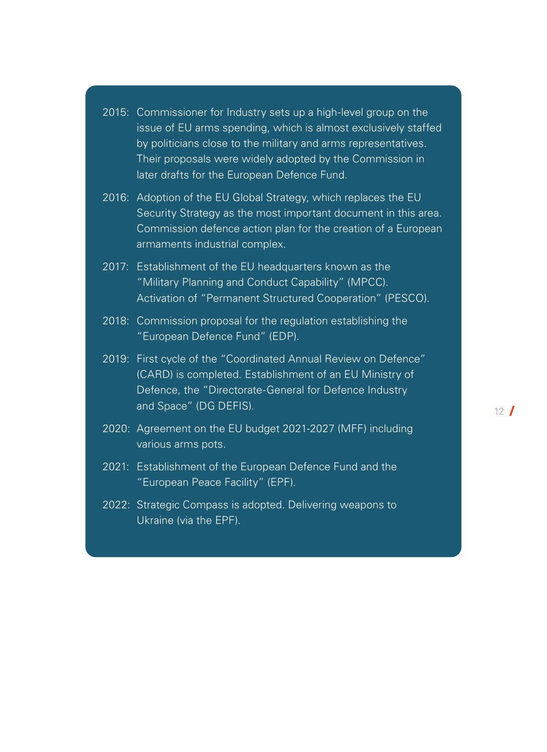2015: Commissioner for Industry sets up a high-level group on the issue of EU arms spending, which is almost exclusively staffed by politicians close to the military and arms representatives. Their proposals were widely adopted by the Commission in later drafts for the European Defence Fund.

2016: Adoption of the EU Global Strategy, which replaces the EU Security Strategy as the most important document in this area. Commission defence action plan for the creation of a European armaments industrial complex.

2017: Establishment of the EU headquarters known as the "Military Planning and Conduct Capability" (MPCC). Activation of "Permanent Structured Cooperation" (PESCO).

2018: Commission proposal for the regulation establishing the "European Defence Fund" (EDP).

2019: First cycle of the "Coordinated Annual Review on Defence" (CARD) is completed. Establishment of an EU Ministry of Defence, the "Directorate-General for Defence Industry and Space" (DG DEFIS).

2020: Agreement on the EU budget 2021-2027 (MFF) including various arms pots.

2021: Establishment of the European Defence Fund and the "European Peace Facility" (EPF).

2022: Strategic Compass is adopted. Delivering weapons to Ukraine (via the EPF).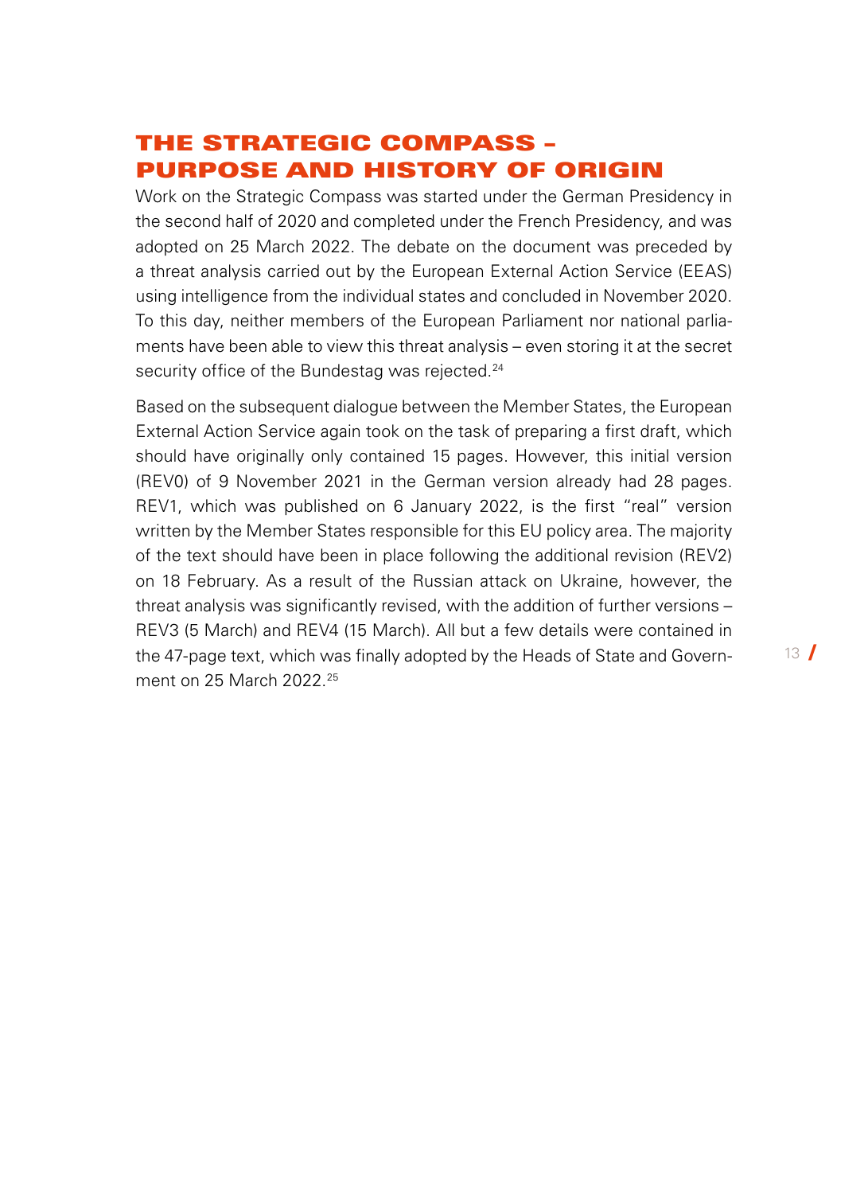## THE STRATEGIC COMPASS – PURPOSE AND HISTORY OF ORIGIN

Work on the Strategic Compass was started under the German Presidency in the second half of 2020 and completed under the French Presidency, and was adopted on 25 March 2022. The debate on the document was preceded by a threat analysis carried out by the European External Action Service (EEAS) using intelligence from the individual states and concluded in November 2020. To this day, neither members of the European Parliament nor national parliaments have been able to view this threat analysis – even storing it at the secret security office of the Bundestag was rejected.[24]

Based on the subsequent dialogue between the Member States, the European External Action Service again took on the task of preparing a first draft, which should have originally only contained 15 pages. However, this initial version (REV0) of 9 November 2021 in the German version already had 28 pages. REV1, which was published on 6 January 2022, is the first "real" version written by the Member States responsible for this EU policy area. The majority of the text should have been in place following the additional revision (REV2) on 18 February. As a result of the Russian attack on Ukraine, however, the threat analysis was significantly revised, with the addition of further versions – REV3 (5 March) and REV4 (15 March). All but a few details were contained in the 47-page text, which was finally adopted by the Heads of State and Government on 25 March 2022.[25]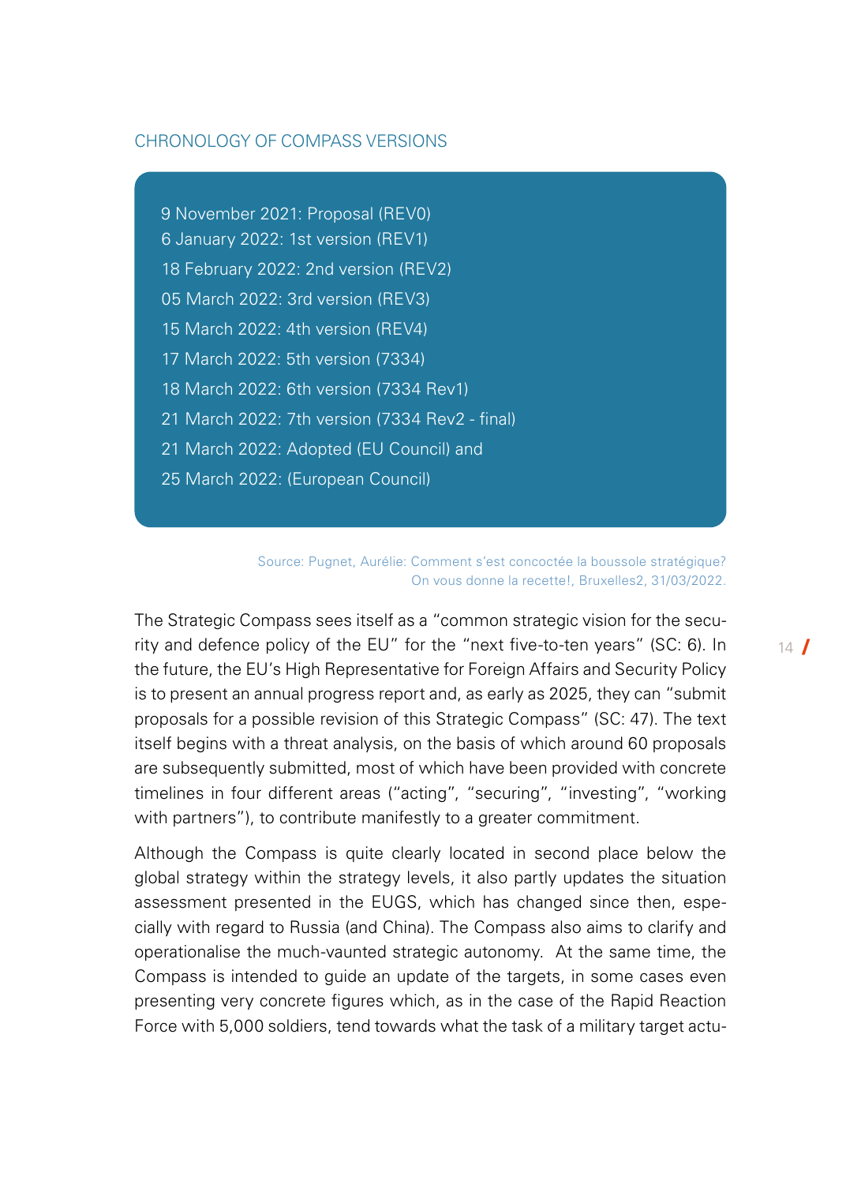### CHRONOLOGY OF COMPASS VERSIONS

9 November 2021: Proposal (REV0)
6 January 2022: 1st version (REV1)
18 February 2022: 2nd version (REV2)
05 March 2022: 3rd version (REV3)
15 March 2022: 4th version (REV4)
17 March 2022: 5th version (7334)
18 March 2022: 6th version (7334 Rev1)
21 March 2022: 7th version (7334 Rev2 - final)
21 March 2022: Adopted (EU Council) and
25 March 2022: (European Council)

Source: Pugnet, Aurélie: Comment s'est concoctée la boussole stratégique? On vous donne la recette!, Bruxelles2, 31/03/2022.

The Strategic Compass sees itself as a "common strategic vision for the security and defence policy of the EU" for the "next five-to-ten years" (SC: 6). In the future, the EU's High Representative for Foreign Affairs and Security Policy is to present an annual progress report and, as early as 2025, they can "submit proposals for a possible revision of this Strategic Compass" (SC: 47). The text itself begins with a threat analysis, on the basis of which around 60 proposals are subsequently submitted, most of which have been provided with concrete timelines in four different areas ("acting", "securing", "investing", "working with partners"), to contribute manifestly to a greater commitment.

Although the Compass is quite clearly located in second place below the global strategy within the strategy levels, it also partly updates the situation assessment presented in the EUGS, which has changed since then, especially with regard to Russia (and China). The Compass also aims to clarify and operationalise the much-vaunted strategic autonomy. At the same time, the Compass is intended to guide an update of the targets, in some cases even presenting very concrete figures which, as in the case of the Rapid Reaction Force with 5,000 soldiers, tend towards what the task of a military target actu-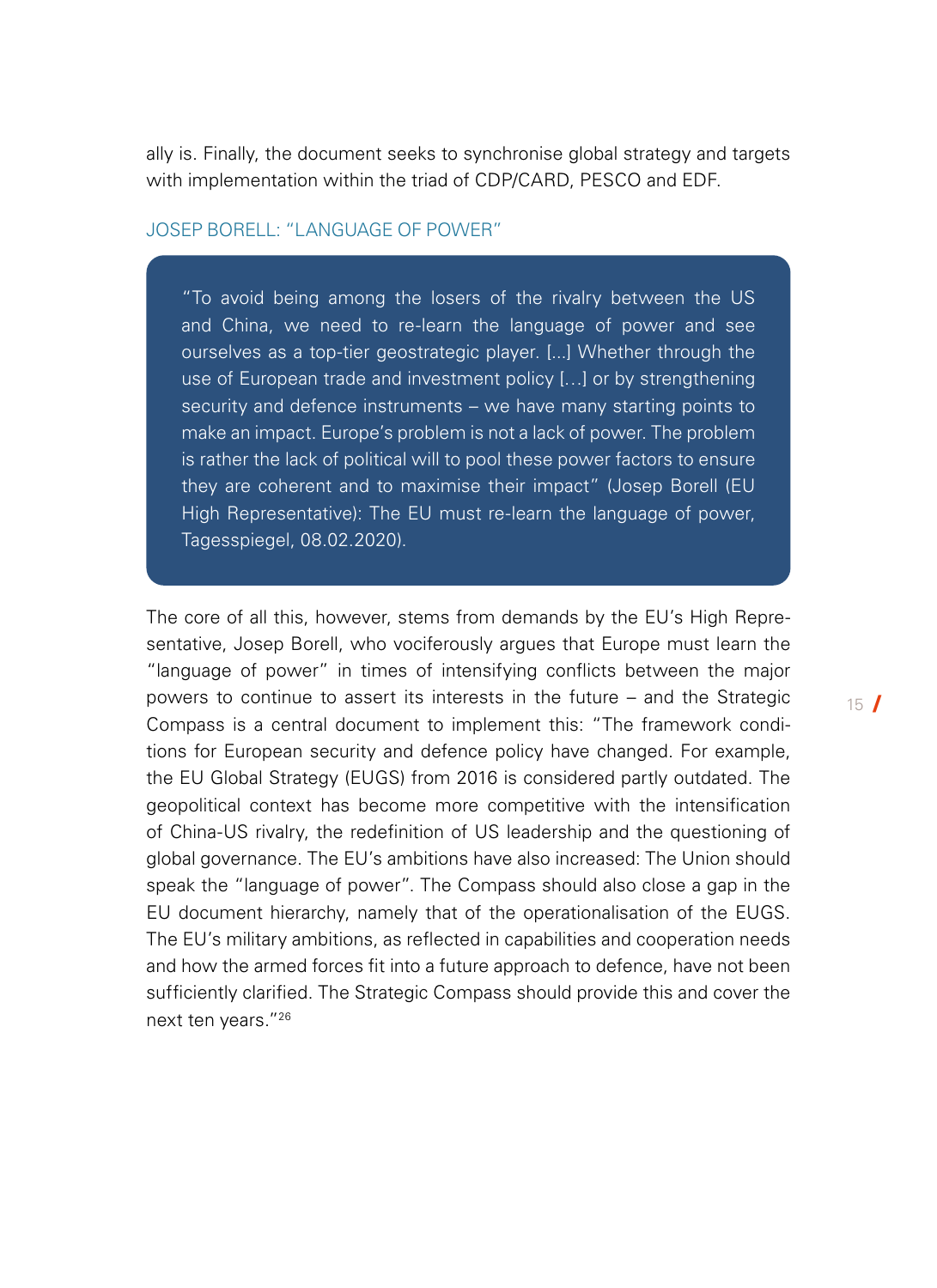ally is. Finally, the document seeks to synchronise global strategy and targets with implementation within the triad of CDP/CARD, PESCO and EDF.

### JOSEP BORELL: "LANGUAGE OF POWER"

> "To avoid being among the losers of the rivalry between the US and China, we need to re-learn the language of power and see ourselves as a top-tier geostrategic player. [...] Whether through the use of European trade and investment policy […] or by strengthening security and defence instruments – we have many starting points to make an impact. Europe's problem is not a lack of power. The problem is rather the lack of political will to pool these power factors to ensure they are coherent and to maximise their impact" (Josep Borell (EU High Representative): The EU must re-learn the language of power, Tagesspiegel, 08.02.2020).

The core of all this, however, stems from demands by the EU's High Representative, Josep Borell, who vociferously argues that Europe must learn the "language of power" in times of intensifying conflicts between the major powers to continue to assert its interests in the future – and the Strategic Compass is a central document to implement this: "The framework conditions for European security and defence policy have changed. For example, the EU Global Strategy (EUGS) from 2016 is considered partly outdated. The geopolitical context has become more competitive with the intensification of China-US rivalry, the redefinition of US leadership and the questioning of global governance. The EU's ambitions have also increased: The Union should speak the "language of power". The Compass should also close a gap in the EU document hierarchy, namely that of the operationalisation of the EUGS. The EU's military ambitions, as reflected in capabilities and cooperation needs and how the armed forces fit into a future approach to defence, have not been sufficiently clarified. The Strategic Compass should provide this and cover the next ten years."[26]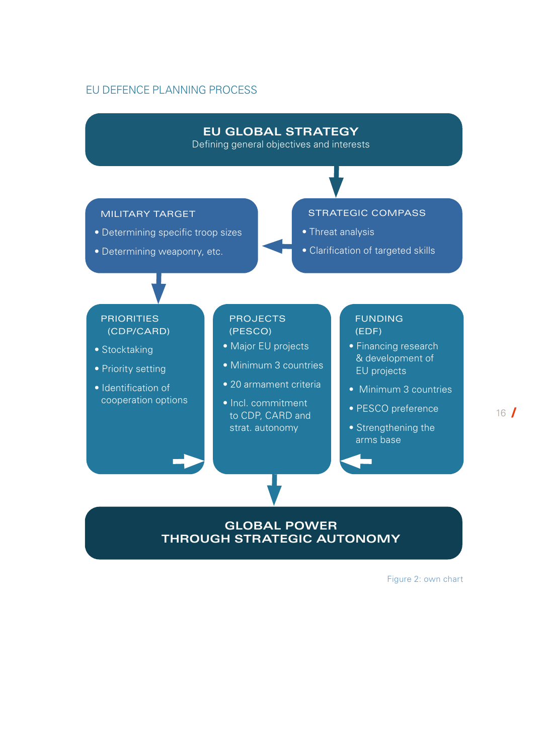EU DEFENCE PLANNING PROCESS

**EU GLOBAL STRATEGY**
Defining general objectives and interests

**STRATEGIC COMPASS**

- Threat analysis
- Clarification of targeted skills

**MILITARY TARGET**

- Determining specific troop sizes
- Determining weaponry, etc.

**PRIORITIES (CDP/CARD)**

- Stocktaking
- Priority setting
- Identification of cooperation options

**PROJECTS (PESCO)**

- Major EU projects
- Minimum 3 countries
- 20 armament criteria
- Incl. commitment to CDP, CARD and strat. autonomy

**FUNDING (EDF)**

- Financing research & development of EU projects
- Minimum 3 countries
- PESCO preference
- Strengthening the arms base

**GLOBAL POWER THROUGH STRATEGIC AUTONOMY**

Figure 2: own chart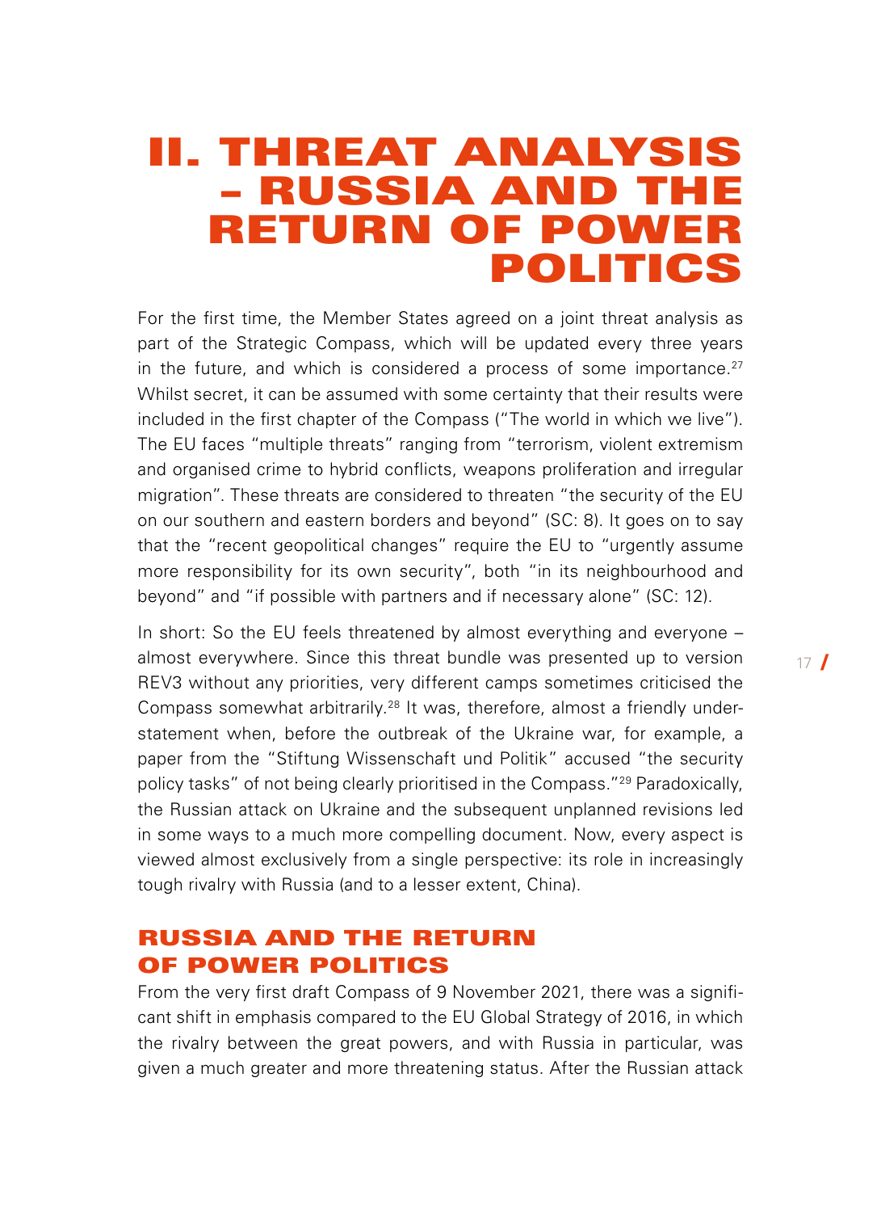# II. THREAT ANALYSIS – RUSSIA AND THE RETURN OF POWER POLITICS

For the first time, the Member States agreed on a joint threat analysis as part of the Strategic Compass, which will be updated every three years in the future, and which is considered a process of some importance.[27] Whilst secret, it can be assumed with some certainty that their results were included in the first chapter of the Compass ("The world in which we live"). The EU faces "multiple threats" ranging from "terrorism, violent extremism and organised crime to hybrid conflicts, weapons proliferation and irregular migration". These threats are considered to threaten "the security of the EU on our southern and eastern borders and beyond" (SC: 8). It goes on to say that the "recent geopolitical changes" require the EU to "urgently assume more responsibility for its own security", both "in its neighbourhood and beyond" and "if possible with partners and if necessary alone" (SC: 12).

In short: So the EU feels threatened by almost everything and everyone – almost everywhere. Since this threat bundle was presented up to version REV3 without any priorities, very different camps sometimes criticised the Compass somewhat arbitrarily.[28] It was, therefore, almost a friendly understatement when, before the outbreak of the Ukraine war, for example, a paper from the "Stiftung Wissenschaft und Politik" accused "the security policy tasks" of not being clearly prioritised in the Compass."[29] Paradoxically, the Russian attack on Ukraine and the subsequent unplanned revisions led in some ways to a much more compelling document. Now, every aspect is viewed almost exclusively from a single perspective: its role in increasingly tough rivalry with Russia (and to a lesser extent, China).

## RUSSIA AND THE RETURN OF POWER POLITICS

From the very first draft Compass of 9 November 2021, there was a significant shift in emphasis compared to the EU Global Strategy of 2016, in which the rivalry between the great powers, and with Russia in particular, was given a much greater and more threatening status. After the Russian attack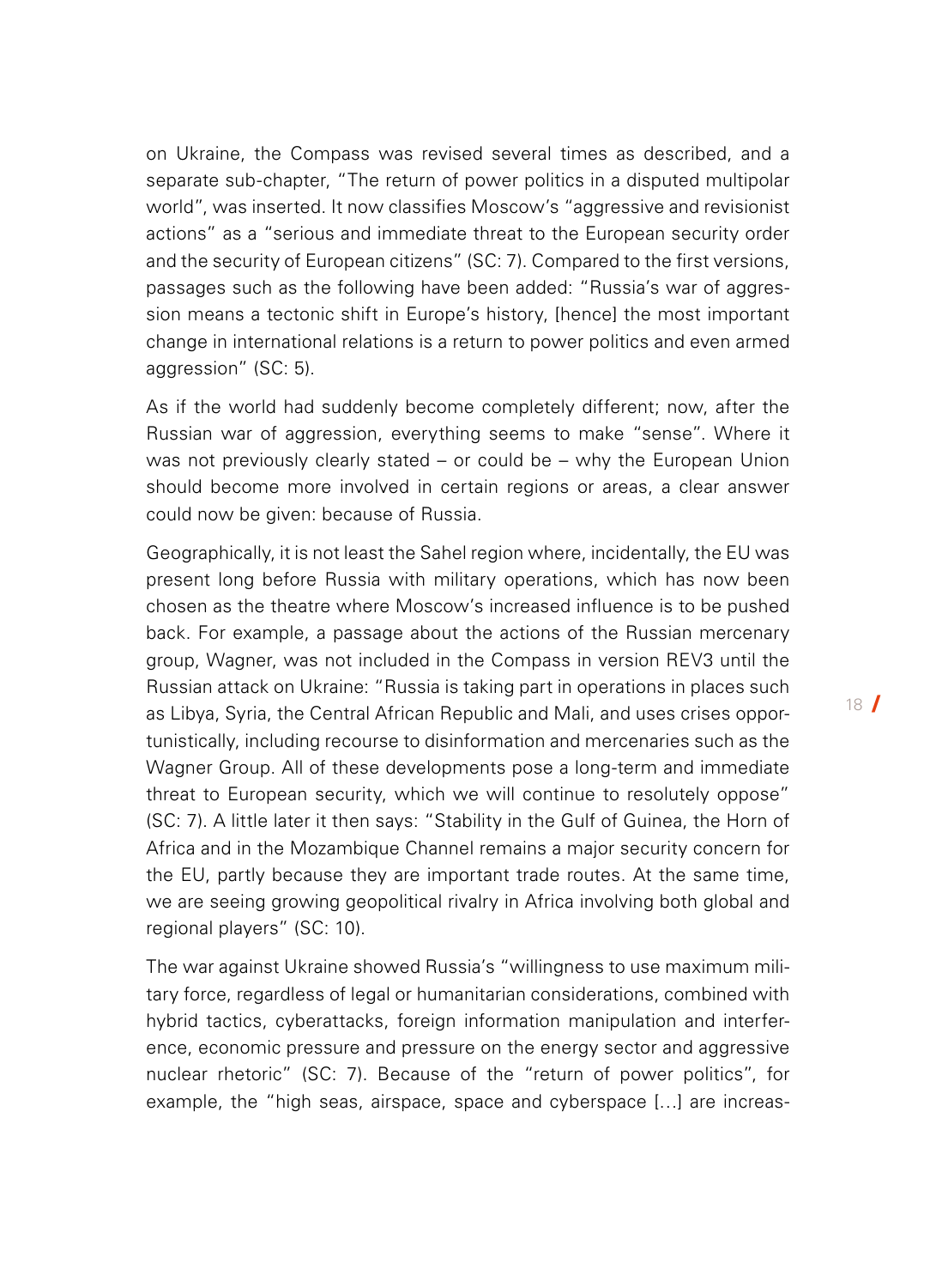on Ukraine, the Compass was revised several times as described, and a separate sub-chapter, "The return of power politics in a disputed multipolar world", was inserted. It now classifies Moscow's "aggressive and revisionist actions" as a "serious and immediate threat to the European security order and the security of European citizens" (SC: 7). Compared to the first versions, passages such as the following have been added: "Russia's war of aggression means a tectonic shift in Europe's history, [hence] the most important change in international relations is a return to power politics and even armed aggression" (SC: 5).

As if the world had suddenly become completely different; now, after the Russian war of aggression, everything seems to make "sense". Where it was not previously clearly stated – or could be – why the European Union should become more involved in certain regions or areas, a clear answer could now be given: because of Russia.

Geographically, it is not least the Sahel region where, incidentally, the EU was present long before Russia with military operations, which has now been chosen as the theatre where Moscow's increased influence is to be pushed back. For example, a passage about the actions of the Russian mercenary group, Wagner, was not included in the Compass in version REV3 until the Russian attack on Ukraine: "Russia is taking part in operations in places such as Libya, Syria, the Central African Republic and Mali, and uses crises opportunistically, including recourse to disinformation and mercenaries such as the Wagner Group. All of these developments pose a long-term and immediate threat to European security, which we will continue to resolutely oppose" (SC: 7). A little later it then says: "Stability in the Gulf of Guinea, the Horn of Africa and in the Mozambique Channel remains a major security concern for the EU, partly because they are important trade routes. At the same time, we are seeing growing geopolitical rivalry in Africa involving both global and regional players" (SC: 10).

The war against Ukraine showed Russia's "willingness to use maximum military force, regardless of legal or humanitarian considerations, combined with hybrid tactics, cyberattacks, foreign information manipulation and interference, economic pressure and pressure on the energy sector and aggressive nuclear rhetoric" (SC: 7). Because of the "return of power politics", for example, the "high seas, airspace, space and cyberspace […] are increas-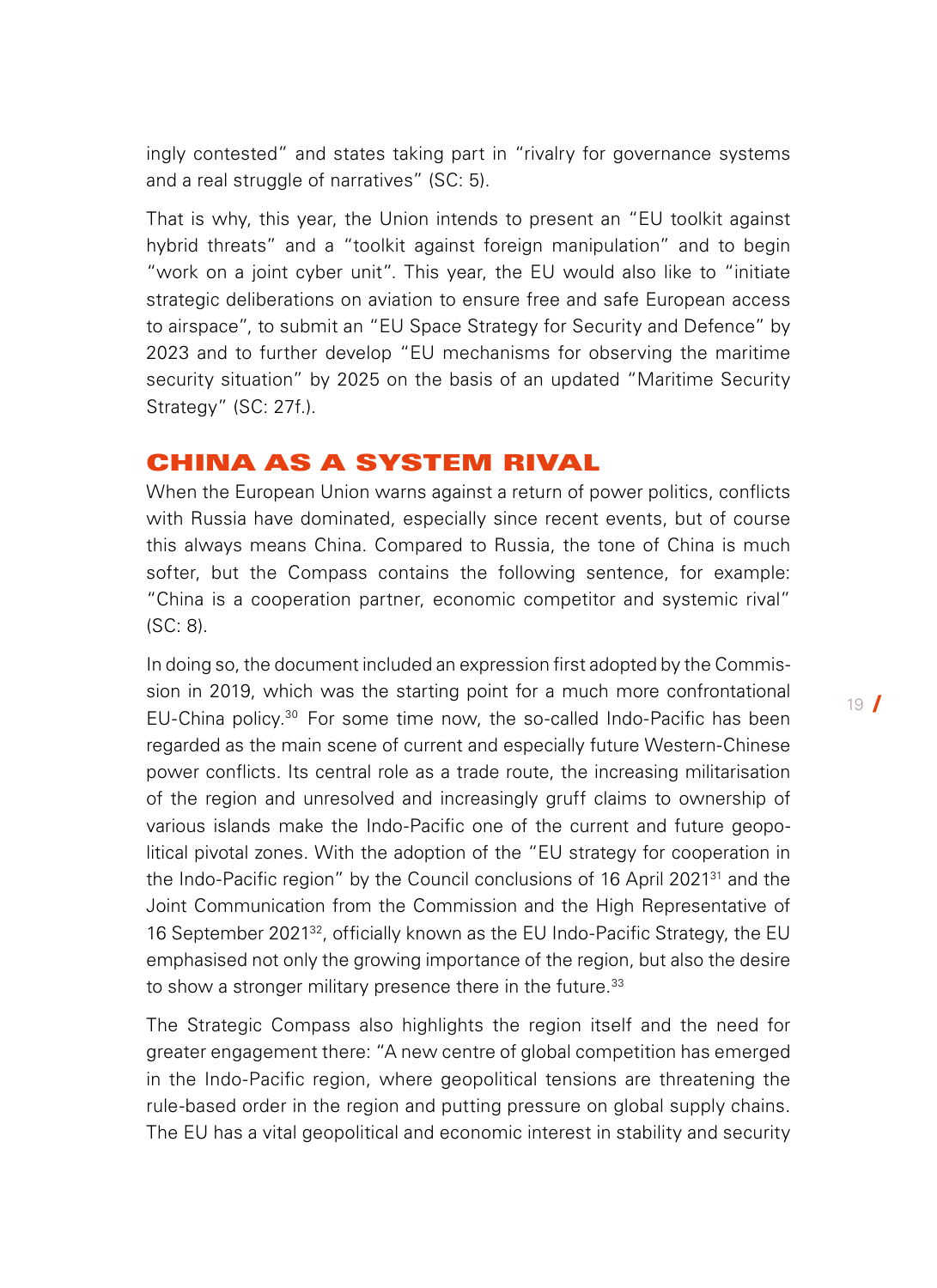ingly contested" and states taking part in "rivalry for governance systems and a real struggle of narratives" (SC: 5).

That is why, this year, the Union intends to present an "EU toolkit against hybrid threats" and a "toolkit against foreign manipulation" and to begin "work on a joint cyber unit". This year, the EU would also like to "initiate strategic deliberations on aviation to ensure free and safe European access to airspace", to submit an "EU Space Strategy for Security and Defence" by 2023 and to further develop "EU mechanisms for observing the maritime security situation" by 2025 on the basis of an updated "Maritime Security Strategy" (SC: 27f.).

## CHINA AS A SYSTEM RIVAL

When the European Union warns against a return of power politics, conflicts with Russia have dominated, especially since recent events, but of course this always means China. Compared to Russia, the tone of China is much softer, but the Compass contains the following sentence, for example: "China is a cooperation partner, economic competitor and systemic rival" (SC: 8).

In doing so, the document included an expression first adopted by the Commission in 2019, which was the starting point for a much more confrontational EU-China policy.[30] For some time now, the so-called Indo-Pacific has been regarded as the main scene of current and especially future Western-Chinese power conflicts. Its central role as a trade route, the increasing militarisation of the region and unresolved and increasingly gruff claims to ownership of various islands make the Indo-Pacific one of the current and future geopolitical pivotal zones. With the adoption of the "EU strategy for cooperation in the Indo-Pacific region" by the Council conclusions of 16 April 2021[31] and the Joint Communication from the Commission and the High Representative of 16 September 2021[32], officially known as the EU Indo-Pacific Strategy, the EU emphasised not only the growing importance of the region, but also the desire to show a stronger military presence there in the future.[33]

The Strategic Compass also highlights the region itself and the need for greater engagement there: "A new centre of global competition has emerged in the Indo-Pacific region, where geopolitical tensions are threatening the rule-based order in the region and putting pressure on global supply chains. The EU has a vital geopolitical and economic interest in stability and security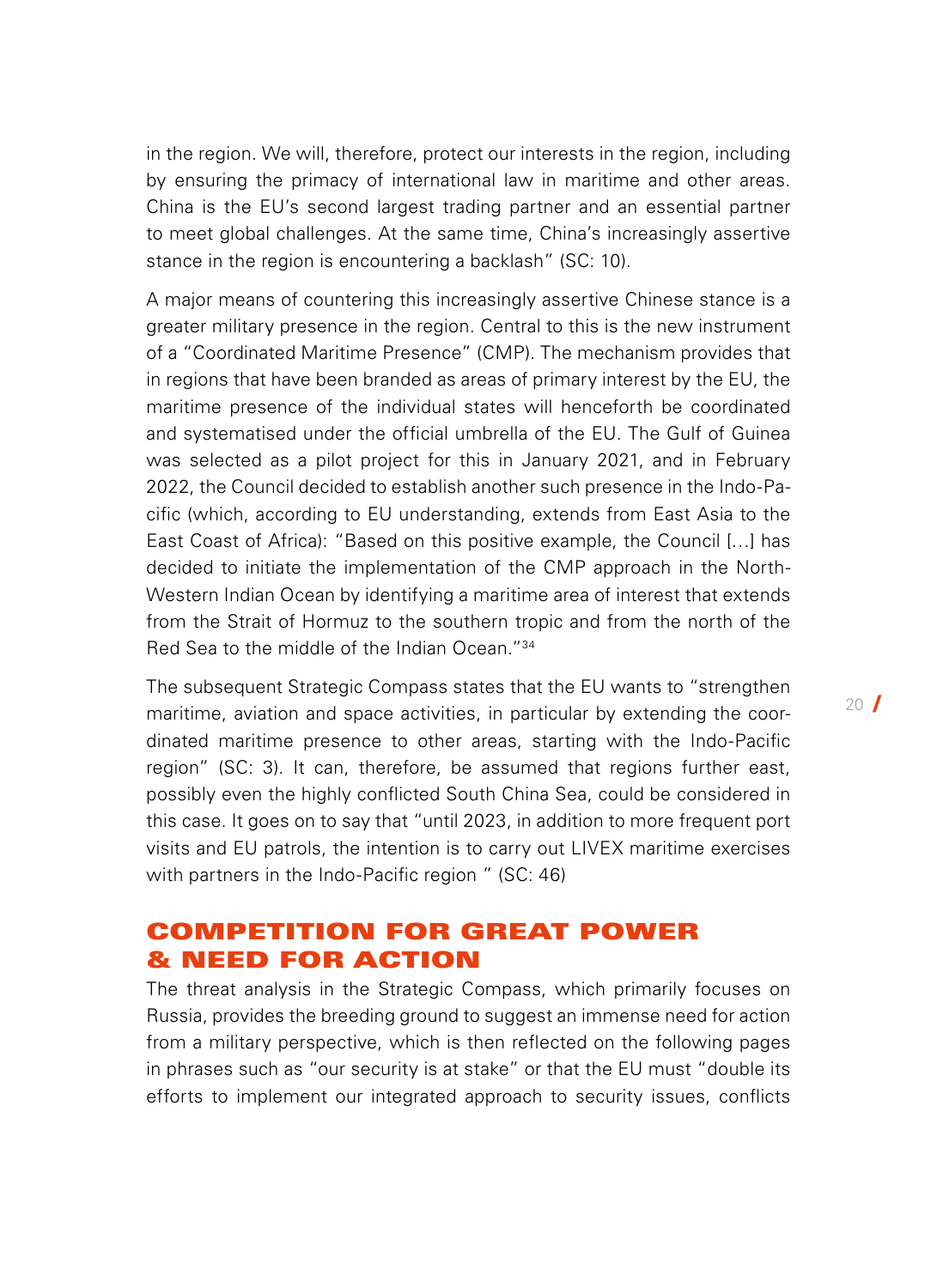in the region. We will, therefore, protect our interests in the region, including by ensuring the primacy of international law in maritime and other areas. China is the EU's second largest trading partner and an essential partner to meet global challenges. At the same time, China's increasingly assertive stance in the region is encountering a backlash" (SC: 10).

A major means of countering this increasingly assertive Chinese stance is a greater military presence in the region. Central to this is the new instrument of a "Coordinated Maritime Presence" (CMP). The mechanism provides that in regions that have been branded as areas of primary interest by the EU, the maritime presence of the individual states will henceforth be coordinated and systematised under the official umbrella of the EU. The Gulf of Guinea was selected as a pilot project for this in January 2021, and in February 2022, the Council decided to establish another such presence in the Indo-Pacific (which, according to EU understanding, extends from East Asia to the East Coast of Africa): "Based on this positive example, the Council [...] has decided to initiate the implementation of the CMP approach in the North-Western Indian Ocean by identifying a maritime area of interest that extends from the Strait of Hormuz to the southern tropic and from the north of the Red Sea to the middle of the Indian Ocean."[34]

The subsequent Strategic Compass states that the EU wants to "strengthen maritime, aviation and space activities, in particular by extending the coordinated maritime presence to other areas, starting with the Indo-Pacific region" (SC: 3). It can, therefore, be assumed that regions further east, possibly even the highly conflicted South China Sea, could be considered in this case. It goes on to say that "until 2023, in addition to more frequent port visits and EU patrols, the intention is to carry out LIVEX maritime exercises with partners in the Indo-Pacific region " (SC: 46)

## COMPETITION FOR GREAT POWER & NEED FOR ACTION

The threat analysis in the Strategic Compass, which primarily focuses on Russia, provides the breeding ground to suggest an immense need for action from a military perspective, which is then reflected on the following pages in phrases such as "our security is at stake" or that the EU must "double its efforts to implement our integrated approach to security issues, conflicts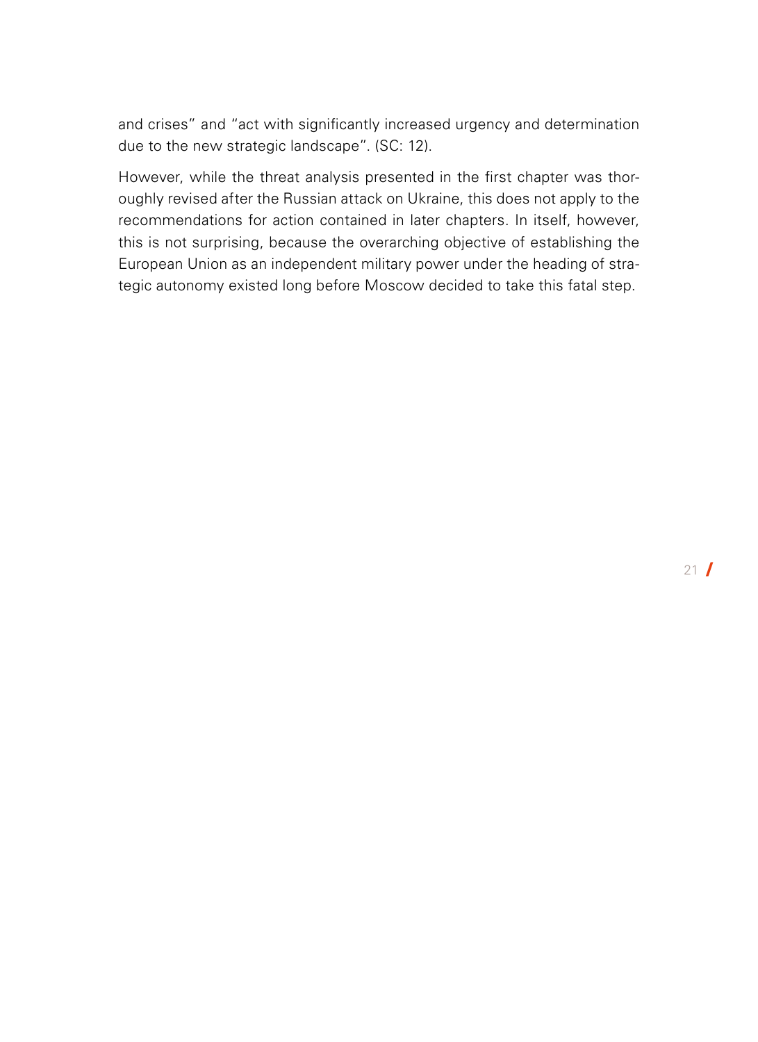and crises" and "act with significantly increased urgency and determination due to the new strategic landscape". (SC: 12).

However, while the threat analysis presented in the first chapter was thoroughly revised after the Russian attack on Ukraine, this does not apply to the recommendations for action contained in later chapters. In itself, however, this is not surprising, because the overarching objective of establishing the European Union as an independent military power under the heading of strategic autonomy existed long before Moscow decided to take this fatal step.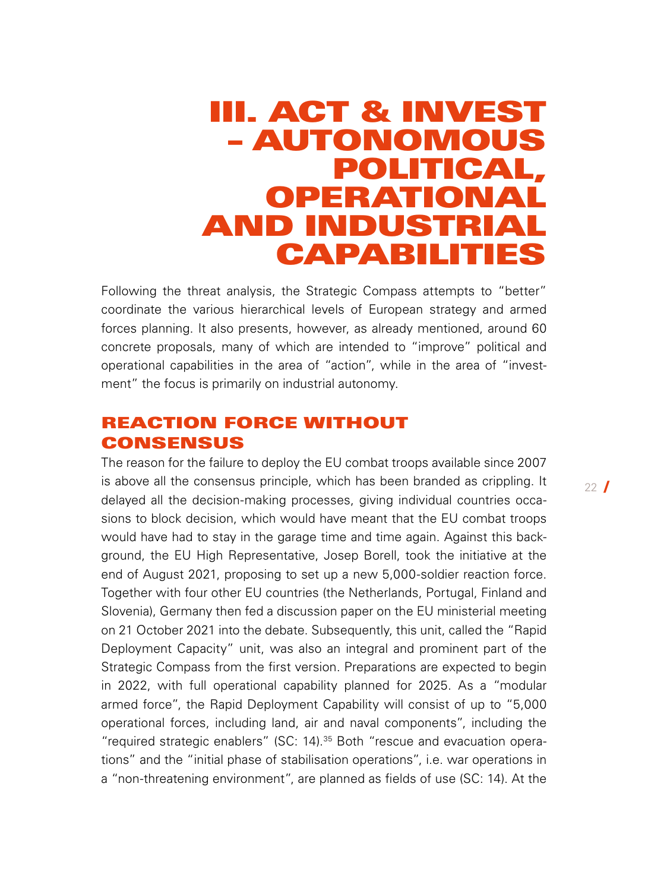# III. ACT & INVEST – AUTONOMOUS POLITICAL, OPERATIONAL AND INDUSTRIAL CAPABILITIES

Following the threat analysis, the Strategic Compass attempts to "better" coordinate the various hierarchical levels of European strategy and armed forces planning. It also presents, however, as already mentioned, around 60 concrete proposals, many of which are intended to "improve" political and operational capabilities in the area of "action", while in the area of "investment" the focus is primarily on industrial autonomy.

## REACTION FORCE WITHOUT CONSENSUS

The reason for the failure to deploy the EU combat troops available since 2007 is above all the consensus principle, which has been branded as crippling. It delayed all the decision-making processes, giving individual countries occasions to block decision, which would have meant that the EU combat troops would have had to stay in the garage time and time again. Against this background, the EU High Representative, Josep Borell, took the initiative at the end of August 2021, proposing to set up a new 5,000-soldier reaction force. Together with four other EU countries (the Netherlands, Portugal, Finland and Slovenia), Germany then fed a discussion paper on the EU ministerial meeting on 21 October 2021 into the debate. Subsequently, this unit, called the "Rapid Deployment Capacity" unit, was also an integral and prominent part of the Strategic Compass from the first version. Preparations are expected to begin in 2022, with full operational capability planned for 2025. As a "modular armed force", the Rapid Deployment Capability will consist of up to "5,000 operational forces, including land, air and naval components", including the "required strategic enablers" (SC: 14).[35] Both "rescue and evacuation operations" and the "initial phase of stabilisation operations", i.e. war operations in a "non-threatening environment", are planned as fields of use (SC: 14). At the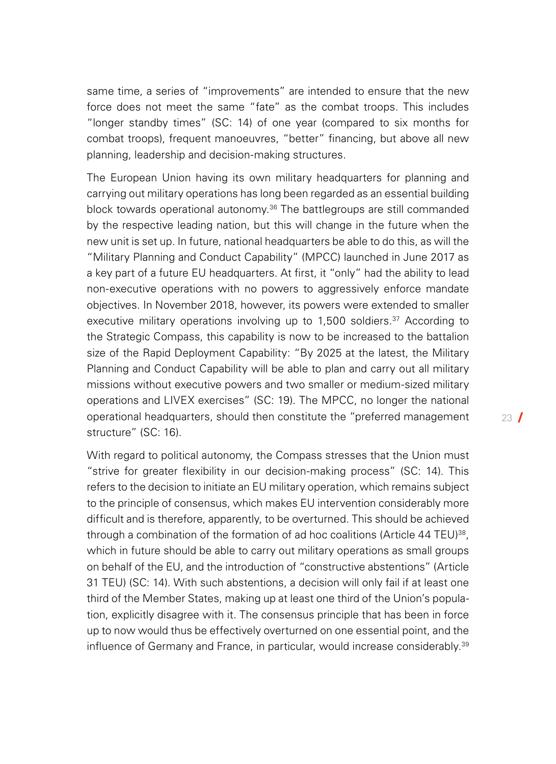same time, a series of "improvements" are intended to ensure that the new force does not meet the same "fate" as the combat troops. This includes "longer standby times" (SC: 14) of one year (compared to six months for combat troops), frequent manoeuvres, "better" financing, but above all new planning, leadership and decision-making structures.

The European Union having its own military headquarters for planning and carrying out military operations has long been regarded as an essential building block towards operational autonomy.[36] The battlegroups are still commanded by the respective leading nation, but this will change in the future when the new unit is set up. In future, national headquarters be able to do this, as will the "Military Planning and Conduct Capability" (MPCC) launched in June 2017 as a key part of a future EU headquarters. At first, it "only" had the ability to lead non-executive operations with no powers to aggressively enforce mandate objectives. In November 2018, however, its powers were extended to smaller executive military operations involving up to 1,500 soldiers.[37] According to the Strategic Compass, this capability is now to be increased to the battalion size of the Rapid Deployment Capability: "By 2025 at the latest, the Military Planning and Conduct Capability will be able to plan and carry out all military missions without executive powers and two smaller or medium-sized military operations and LIVEX exercises" (SC: 19). The MPCC, no longer the national operational headquarters, should then constitute the "preferred management structure" (SC: 16).

With regard to political autonomy, the Compass stresses that the Union must "strive for greater flexibility in our decision-making process" (SC: 14). This refers to the decision to initiate an EU military operation, which remains subject to the principle of consensus, which makes EU intervention considerably more difficult and is therefore, apparently, to be overturned. This should be achieved through a combination of the formation of ad hoc coalitions (Article 44 TEU)[38], which in future should be able to carry out military operations as small groups on behalf of the EU, and the introduction of "constructive abstentions" (Article 31 TEU) (SC: 14). With such abstentions, a decision will only fail if at least one third of the Member States, making up at least one third of the Union's population, explicitly disagree with it. The consensus principle that has been in force up to now would thus be effectively overturned on one essential point, and the influence of Germany and France, in particular, would increase considerably.[39]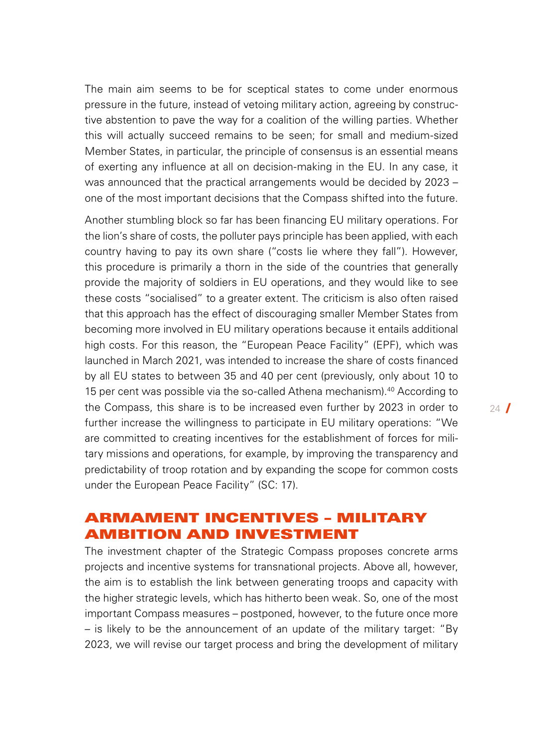The main aim seems to be for sceptical states to come under enormous pressure in the future, instead of vetoing military action, agreeing by constructive abstention to pave the way for a coalition of the willing parties. Whether this will actually succeed remains to be seen; for small and medium-sized Member States, in particular, the principle of consensus is an essential means of exerting any influence at all on decision-making in the EU. In any case, it was announced that the practical arrangements would be decided by 2023 – one of the most important decisions that the Compass shifted into the future.

Another stumbling block so far has been financing EU military operations. For the lion's share of costs, the polluter pays principle has been applied, with each country having to pay its own share ("costs lie where they fall"). However, this procedure is primarily a thorn in the side of the countries that generally provide the majority of soldiers in EU operations, and they would like to see these costs "socialised" to a greater extent. The criticism is also often raised that this approach has the effect of discouraging smaller Member States from becoming more involved in EU military operations because it entails additional high costs. For this reason, the "European Peace Facility" (EPF), which was launched in March 2021, was intended to increase the share of costs financed by all EU states to between 35 and 40 per cent (previously, only about 10 to 15 per cent was possible via the so-called Athena mechanism).[40] According to the Compass, this share is to be increased even further by 2023 in order to further increase the willingness to participate in EU military operations: "We are committed to creating incentives for the establishment of forces for military missions and operations, for example, by improving the transparency and predictability of troop rotation and by expanding the scope for common costs under the European Peace Facility" (SC: 17).

## ARMAMENT INCENTIVES – MILITARY AMBITION AND INVESTMENT

The investment chapter of the Strategic Compass proposes concrete arms projects and incentive systems for transnational projects. Above all, however, the aim is to establish the link between generating troops and capacity with the higher strategic levels, which has hitherto been weak. So, one of the most important Compass measures – postponed, however, to the future once more – is likely to be the announcement of an update of the military target: "By 2023, we will revise our target process and bring the development of military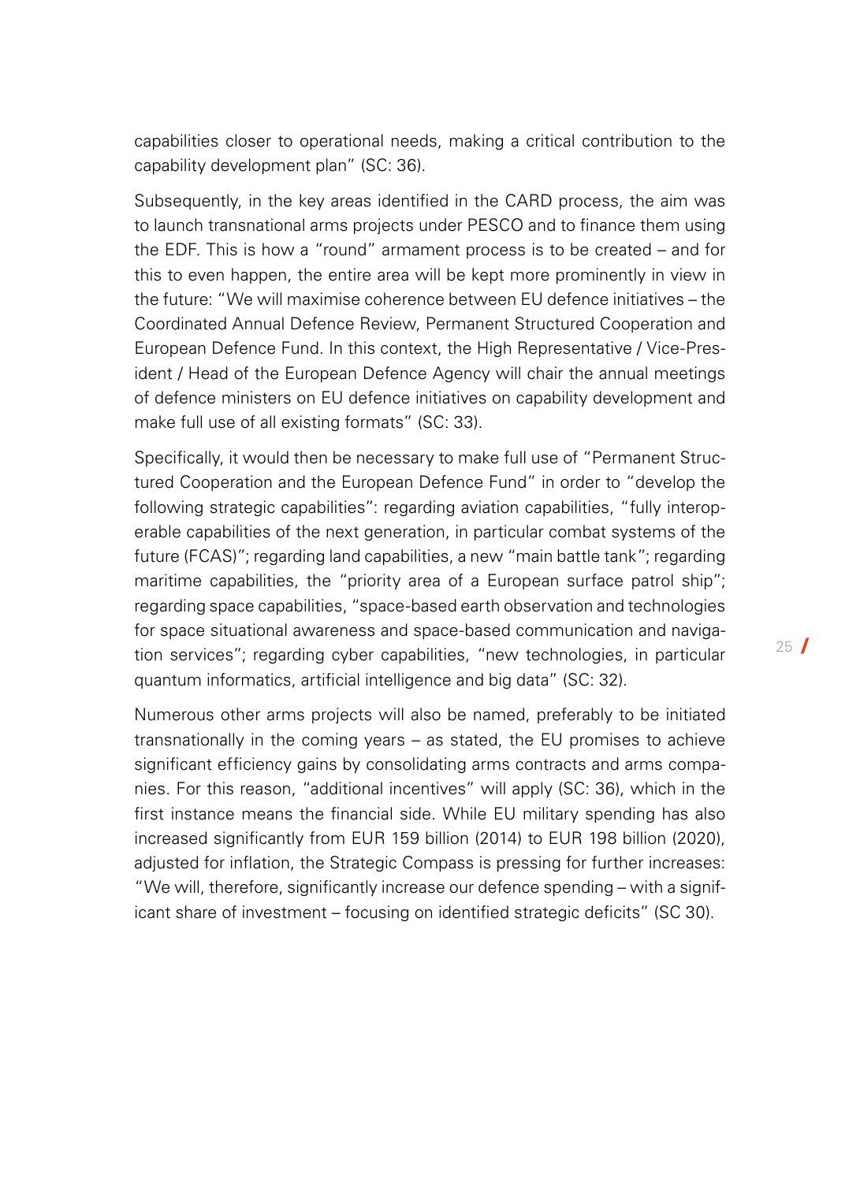capabilities closer to operational needs, making a critical contribution to the capability development plan" (SC: 36).

Subsequently, in the key areas identified in the CARD process, the aim was to launch transnational arms projects under PESCO and to finance them using the EDF. This is how a "round" armament process is to be created – and for this to even happen, the entire area will be kept more prominently in view in the future: "We will maximise coherence between EU defence initiatives – the Coordinated Annual Defence Review, Permanent Structured Cooperation and European Defence Fund. In this context, the High Representative / Vice-President / Head of the European Defence Agency will chair the annual meetings of defence ministers on EU defence initiatives on capability development and make full use of all existing formats" (SC: 33).

Specifically, it would then be necessary to make full use of "Permanent Structured Cooperation and the European Defence Fund" in order to "develop the following strategic capabilities": regarding aviation capabilities, "fully interoperable capabilities of the next generation, in particular combat systems of the future (FCAS)"; regarding land capabilities, a new "main battle tank"; regarding maritime capabilities, the "priority area of a European surface patrol ship"; regarding space capabilities, "space-based earth observation and technologies for space situational awareness and space-based communication and navigation services"; regarding cyber capabilities, "new technologies, in particular quantum informatics, artificial intelligence and big data" (SC: 32).

Numerous other arms projects will also be named, preferably to be initiated transnationally in the coming years – as stated, the EU promises to achieve significant efficiency gains by consolidating arms contracts and arms companies. For this reason, "additional incentives" will apply (SC: 36), which in the first instance means the financial side. While EU military spending has also increased significantly from EUR 159 billion (2014) to EUR 198 billion (2020), adjusted for inflation, the Strategic Compass is pressing for further increases: "We will, therefore, significantly increase our defence spending – with a significant share of investment – focusing on identified strategic deficits" (SC 30).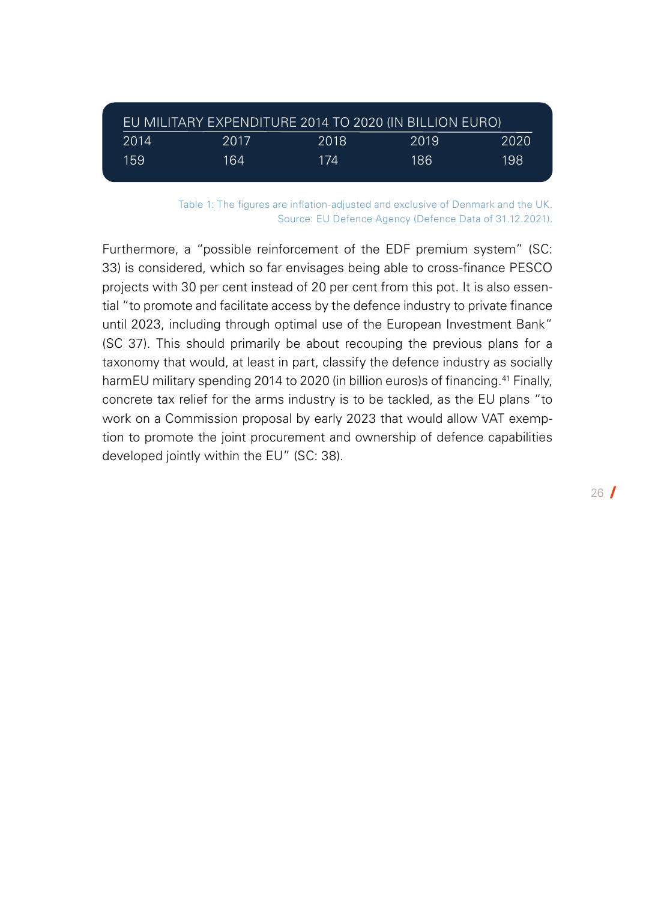| EU MILITARY EXPENDITURE 2014 TO 2020 (IN BILLION EURO) | | | | |
|---|---|---|---|---|
| 2014 | 2017 | 2018 | 2019 | 2020 |
| 159 | 164 | 174 | 186 | 198 |

Table 1: The figures are inflation-adjusted and exclusive of Denmark and the UK.
Source: EU Defence Agency (Defence Data of 31.12.2021).

Furthermore, a "possible reinforcement of the EDF premium system" (SC: 33) is considered, which so far envisages being able to cross-finance PESCO projects with 30 per cent instead of 20 per cent from this pot. It is also essential "to promote and facilitate access by the defence industry to private finance until 2023, including through optimal use of the European Investment Bank" (SC 37). This should primarily be about recouping the previous plans for a taxonomy that would, at least in part, classify the defence industry as socially harmEU military spending 2014 to 2020 (in billion euros)s of financing.[41] Finally, concrete tax relief for the arms industry is to be tackled, as the EU plans "to work on a Commission proposal by early 2023 that would allow VAT exemption to promote the joint procurement and ownership of defence capabilities developed jointly within the EU" (SC: 38).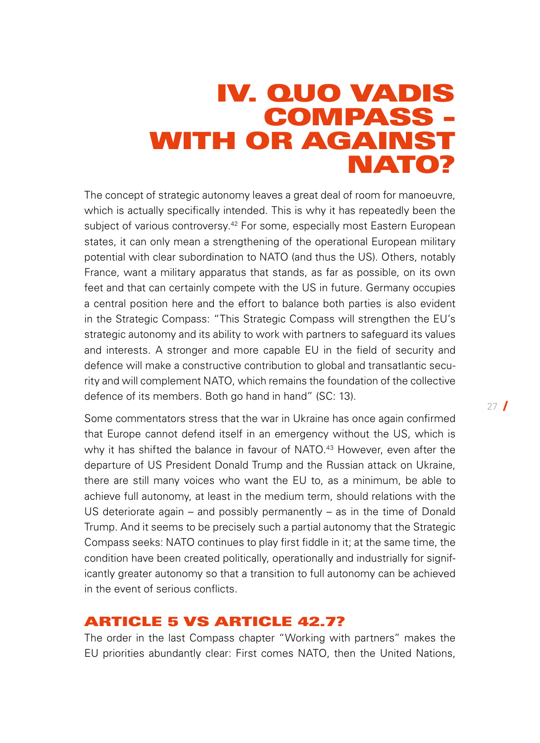# IV. QUO VADIS COMPASS – WITH OR AGAINST NATO?

The concept of strategic autonomy leaves a great deal of room for manoeuvre, which is actually specifically intended. This is why it has repeatedly been the subject of various controversy.[42] For some, especially most Eastern European states, it can only mean a strengthening of the operational European military potential with clear subordination to NATO (and thus the US). Others, notably France, want a military apparatus that stands, as far as possible, on its own feet and that can certainly compete with the US in future. Germany occupies a central position here and the effort to balance both parties is also evident in the Strategic Compass: "This Strategic Compass will strengthen the EU's strategic autonomy and its ability to work with partners to safeguard its values and interests. A stronger and more capable EU in the field of security and defence will make a constructive contribution to global and transatlantic security and will complement NATO, which remains the foundation of the collective defence of its members. Both go hand in hand" (SC: 13).

Some commentators stress that the war in Ukraine has once again confirmed that Europe cannot defend itself in an emergency without the US, which is why it has shifted the balance in favour of NATO.[43] However, even after the departure of US President Donald Trump and the Russian attack on Ukraine, there are still many voices who want the EU to, as a minimum, be able to achieve full autonomy, at least in the medium term, should relations with the US deteriorate again – and possibly permanently – as in the time of Donald Trump. And it seems to be precisely such a partial autonomy that the Strategic Compass seeks: NATO continues to play first fiddle in it; at the same time, the condition have been created politically, operationally and industrially for significantly greater autonomy so that a transition to full autonomy can be achieved in the event of serious conflicts.

## ARTICLE 5 VS ARTICLE 42.7?

The order in the last Compass chapter "Working with partners" makes the EU priorities abundantly clear: First comes NATO, then the United Nations,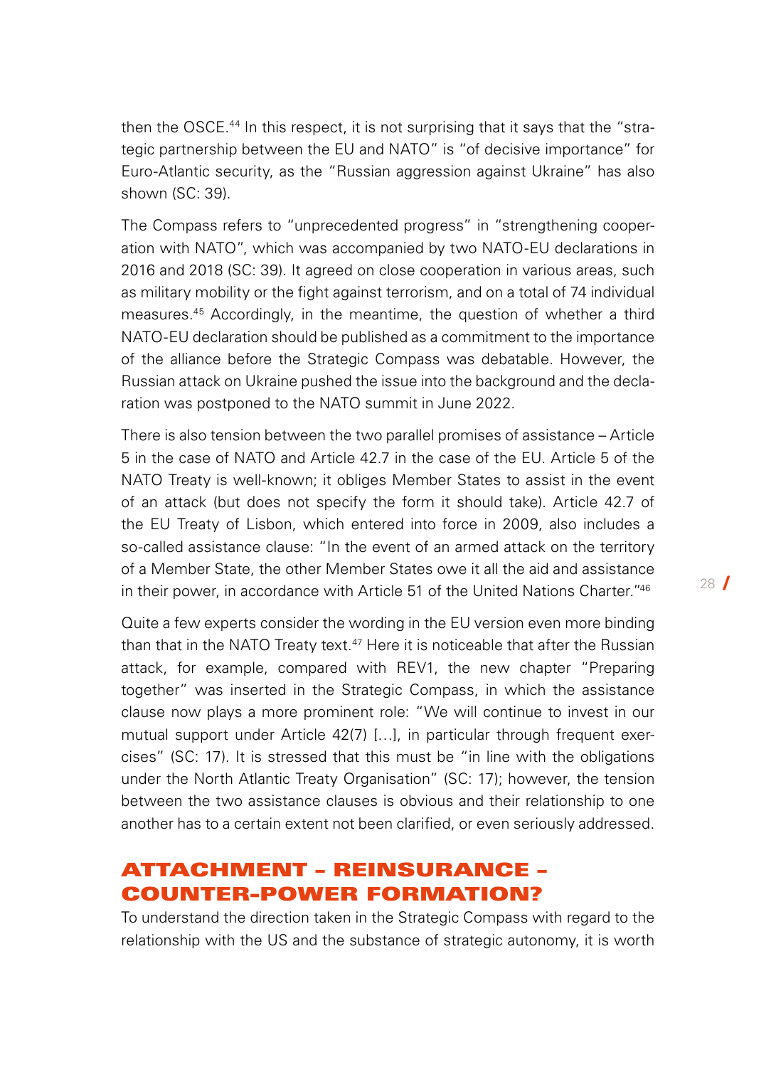then the OSCE.[44] In this respect, it is not surprising that it says that the "strategic partnership between the EU and NATO" is "of decisive importance" for Euro-Atlantic security, as the "Russian aggression against Ukraine" has also shown (SC: 39).

The Compass refers to "unprecedented progress" in "strengthening cooperation with NATO", which was accompanied by two NATO-EU declarations in 2016 and 2018 (SC: 39). It agreed on close cooperation in various areas, such as military mobility or the fight against terrorism, and on a total of 74 individual measures.[45] Accordingly, in the meantime, the question of whether a third NATO-EU declaration should be published as a commitment to the importance of the alliance before the Strategic Compass was debatable. However, the Russian attack on Ukraine pushed the issue into the background and the declaration was postponed to the NATO summit in June 2022.

There is also tension between the two parallel promises of assistance – Article 5 in the case of NATO and Article 42.7 in the case of the EU. Article 5 of the NATO Treaty is well-known; it obliges Member States to assist in the event of an attack (but does not specify the form it should take). Article 42.7 of the EU Treaty of Lisbon, which entered into force in 2009, also includes a so-called assistance clause: "In the event of an armed attack on the territory of a Member State, the other Member States owe it all the aid and assistance in their power, in accordance with Article 51 of the United Nations Charter."[46]

Quite a few experts consider the wording in the EU version even more binding than that in the NATO Treaty text.[47] Here it is noticeable that after the Russian attack, for example, compared with REV1, the new chapter "Preparing together" was inserted in the Strategic Compass, in which the assistance clause now plays a more prominent role: "We will continue to invest in our mutual support under Article 42(7) […], in particular through frequent exercises" (SC: 17). It is stressed that this must be "in line with the obligations under the North Atlantic Treaty Organisation" (SC: 17); however, the tension between the two assistance clauses is obvious and their relationship to one another has to a certain extent not been clarified, or even seriously addressed.

## ATTACHMENT – REINSURANCE – COUNTER-POWER FORMATION?

To understand the direction taken in the Strategic Compass with regard to the relationship with the US and the substance of strategic autonomy, it is worth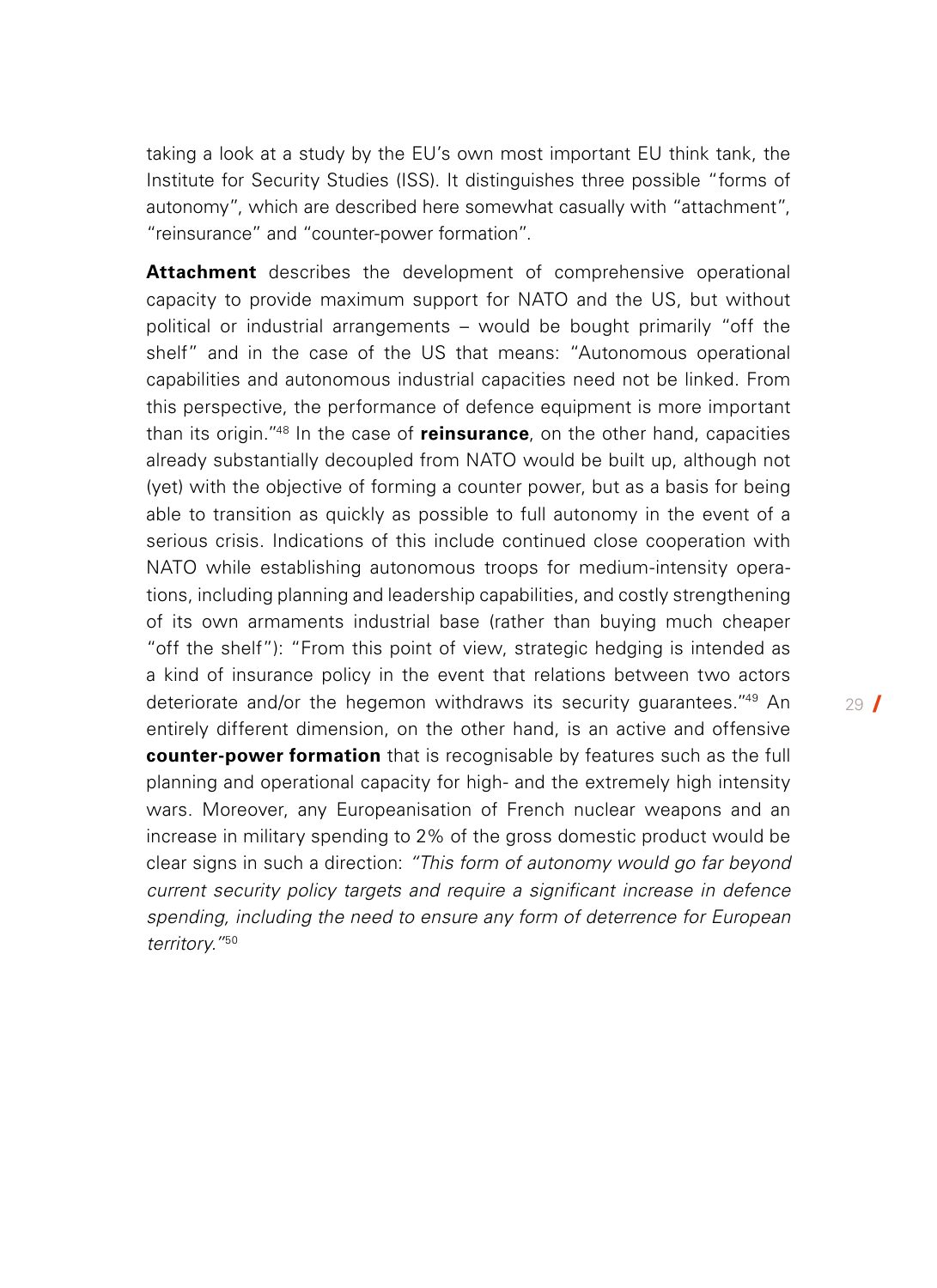taking a look at a study by the EU's own most important EU think tank, the Institute for Security Studies (ISS). It distinguishes three possible "forms of autonomy", which are described here somewhat casually with "attachment", "reinsurance" and "counter-power formation".

**Attachment** describes the development of comprehensive operational capacity to provide maximum support for NATO and the US, but without political or industrial arrangements – would be bought primarily "off the shelf" and in the case of the US that means: "Autonomous operational capabilities and autonomous industrial capacities need not be linked. From this perspective, the performance of defence equipment is more important than its origin."[48] In the case of **reinsurance**, on the other hand, capacities already substantially decoupled from NATO would be built up, although not (yet) with the objective of forming a counter power, but as a basis for being able to transition as quickly as possible to full autonomy in the event of a serious crisis. Indications of this include continued close cooperation with NATO while establishing autonomous troops for medium-intensity operations, including planning and leadership capabilities, and costly strengthening of its own armaments industrial base (rather than buying much cheaper "off the shelf"): "From this point of view, strategic hedging is intended as a kind of insurance policy in the event that relations between two actors deteriorate and/or the hegemon withdraws its security guarantees."[49] An entirely different dimension, on the other hand, is an active and offensive **counter-power formation** that is recognisable by features such as the full planning and operational capacity for high- and the extremely high intensity wars. Moreover, any Europeanisation of French nuclear weapons and an increase in military spending to 2% of the gross domestic product would be clear signs in such a direction: *"This form of autonomy would go far beyond current security policy targets and require a significant increase in defence spending, including the need to ensure any form of deterrence for European territory."*[50]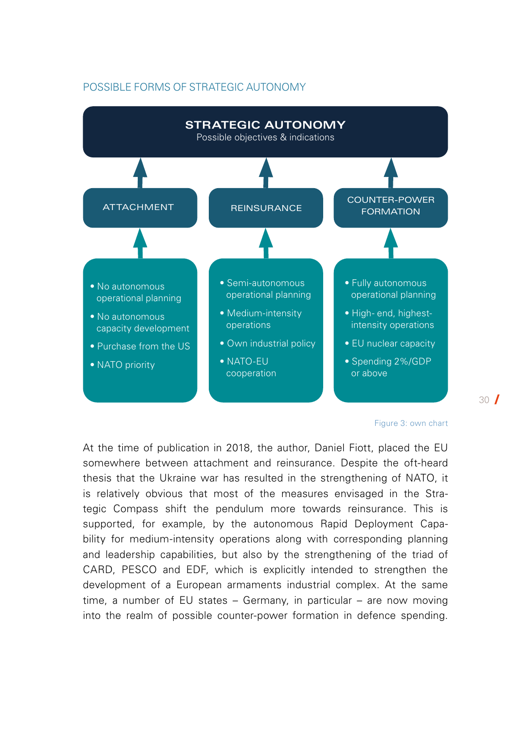POSSIBLE FORMS OF STRATEGIC AUTONOMY

**STRATEGIC AUTONOMY**
Possible objectives & indications

| ATTACHMENT | REINSURANCE | COUNTER-POWER FORMATION |
|---|---|---|
| • No autonomous operational planning<br>• No autonomous capacity development<br>• Purchase from the US<br>• NATO priority | • Semi-autonomous operational planning<br>• Medium-intensity operations<br>• Own industrial policy<br>• NATO-EU cooperation | • Fully autonomous operational planning<br>• High- end, highest-intensity operations<br>• EU nuclear capacity<br>• Spending 2%/GDP or above |

Figure 3: own chart

At the time of publication in 2018, the author, Daniel Fiott, placed the EU somewhere between attachment and reinsurance. Despite the oft-heard thesis that the Ukraine war has resulted in the strengthening of NATO, it is relatively obvious that most of the measures envisaged in the Strategic Compass shift the pendulum more towards reinsurance. This is supported, for example, by the autonomous Rapid Deployment Capability for medium-intensity operations along with corresponding planning and leadership capabilities, but also by the strengthening of the triad of CARD, PESCO and EDF, which is explicitly intended to strengthen the development of a European armaments industrial complex. At the same time, a number of EU states – Germany, in particular – are now moving into the realm of possible counter-power formation in defence spending.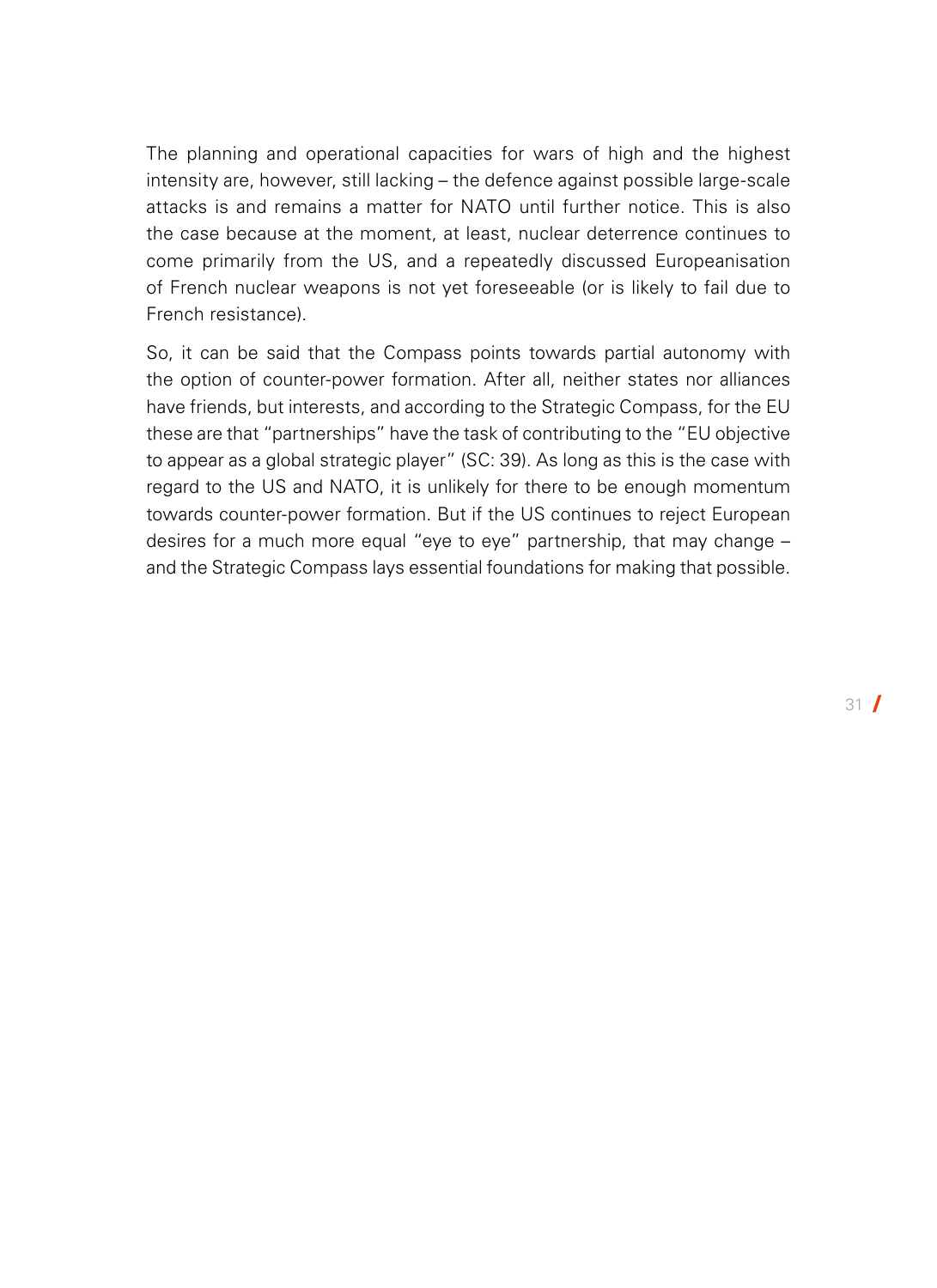The planning and operational capacities for wars of high and the highest intensity are, however, still lacking – the defence against possible large-scale attacks is and remains a matter for NATO until further notice. This is also the case because at the moment, at least, nuclear deterrence continues to come primarily from the US, and a repeatedly discussed Europeanisation of French nuclear weapons is not yet foreseeable (or is likely to fail due to French resistance).

So, it can be said that the Compass points towards partial autonomy with the option of counter-power formation. After all, neither states nor alliances have friends, but interests, and according to the Strategic Compass, for the EU these are that "partnerships" have the task of contributing to the "EU objective to appear as a global strategic player" (SC: 39). As long as this is the case with regard to the US and NATO, it is unlikely for there to be enough momentum towards counter-power formation. But if the US continues to reject European desires for a much more equal "eye to eye" partnership, that may change – and the Strategic Compass lays essential foundations for making that possible.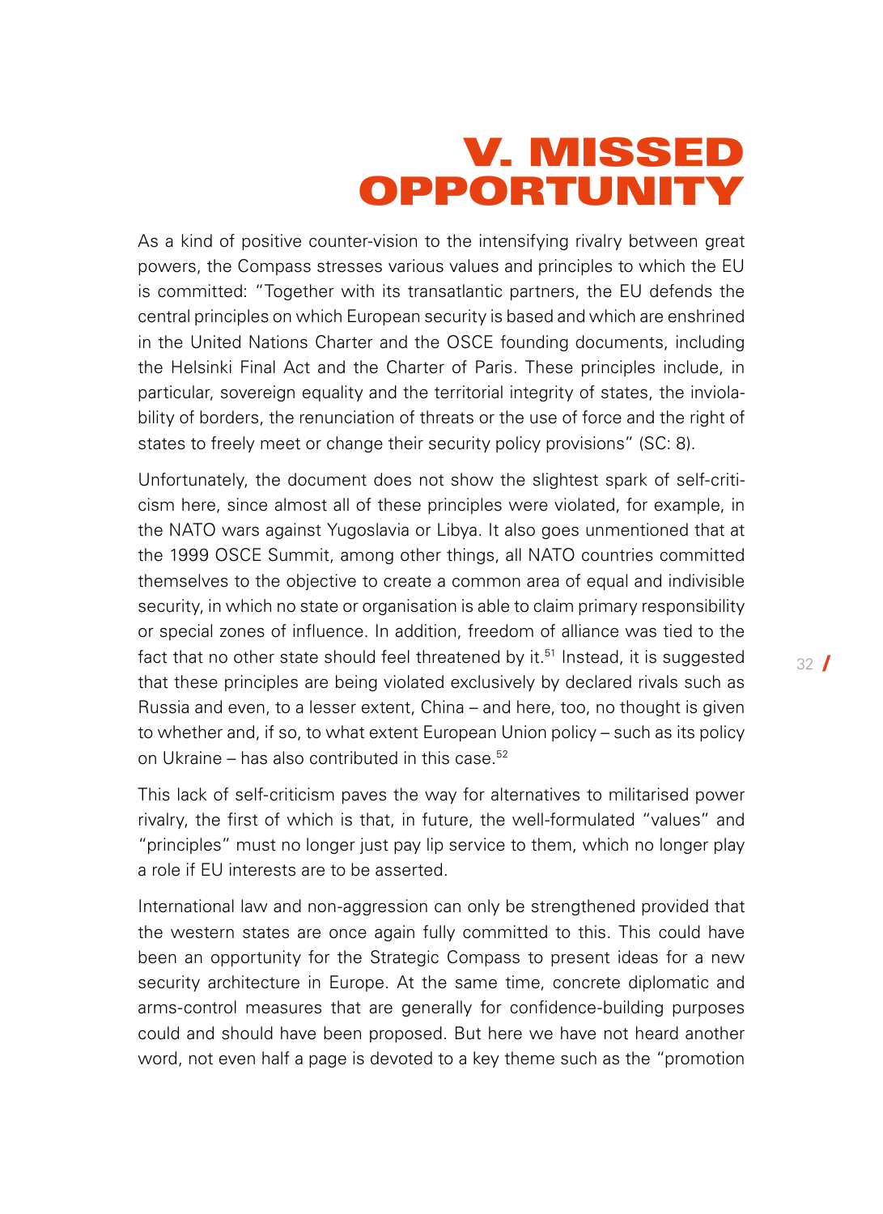# V. MISSED OPPORTUNITY

As a kind of positive counter-vision to the intensifying rivalry between great powers, the Compass stresses various values and principles to which the EU is committed: "Together with its transatlantic partners, the EU defends the central principles on which European security is based and which are enshrined in the United Nations Charter and the OSCE founding documents, including the Helsinki Final Act and the Charter of Paris. These principles include, in particular, sovereign equality and the territorial integrity of states, the inviolability of borders, the renunciation of threats or the use of force and the right of states to freely meet or change their security policy provisions" (SC: 8).

Unfortunately, the document does not show the slightest spark of self-criticism here, since almost all of these principles were violated, for example, in the NATO wars against Yugoslavia or Libya. It also goes unmentioned that at the 1999 OSCE Summit, among other things, all NATO countries committed themselves to the objective to create a common area of equal and indivisible security, in which no state or organisation is able to claim primary responsibility or special zones of influence. In addition, freedom of alliance was tied to the fact that no other state should feel threatened by it.[51] Instead, it is suggested that these principles are being violated exclusively by declared rivals such as Russia and even, to a lesser extent, China – and here, too, no thought is given to whether and, if so, to what extent European Union policy – such as its policy on Ukraine – has also contributed in this case.[52]

This lack of self-criticism paves the way for alternatives to militarised power rivalry, the first of which is that, in future, the well-formulated "values" and "principles" must no longer just pay lip service to them, which no longer play a role if EU interests are to be asserted.

International law and non-aggression can only be strengthened provided that the western states are once again fully committed to this. This could have been an opportunity for the Strategic Compass to present ideas for a new security architecture in Europe. At the same time, concrete diplomatic and arms-control measures that are generally for confidence-building purposes could and should have been proposed. But here we have not heard another word, not even half a page is devoted to a key theme such as the "promotion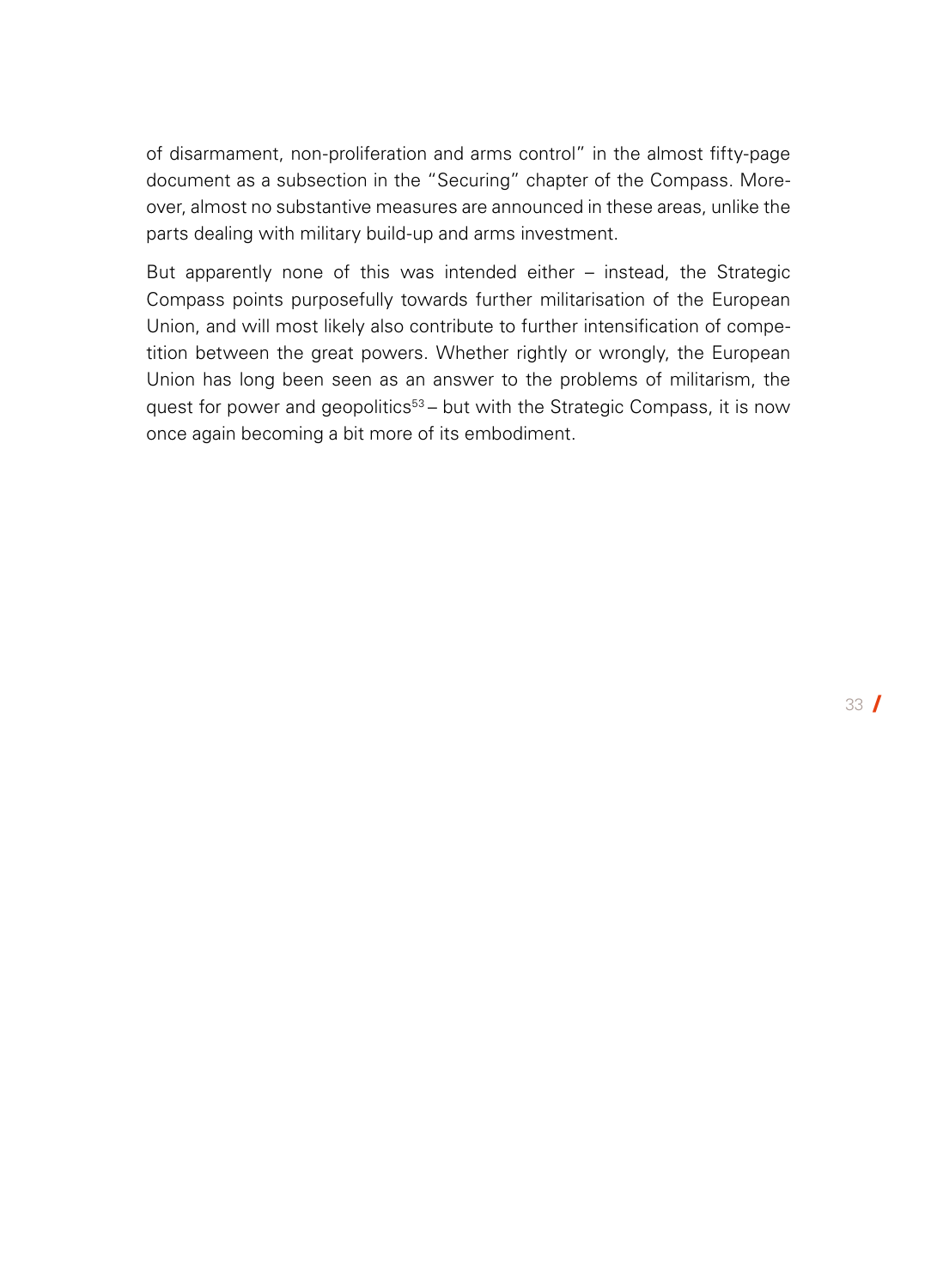of disarmament, non-proliferation and arms control" in the almost fifty-page document as a subsection in the "Securing" chapter of the Compass. Moreover, almost no substantive measures are announced in these areas, unlike the parts dealing with military build-up and arms investment.

But apparently none of this was intended either – instead, the Strategic Compass points purposefully towards further militarisation of the European Union, and will most likely also contribute to further intensification of competition between the great powers. Whether rightly or wrongly, the European Union has long been seen as an answer to the problems of militarism, the quest for power and geopolitics[53] – but with the Strategic Compass, it is now once again becoming a bit more of its embodiment.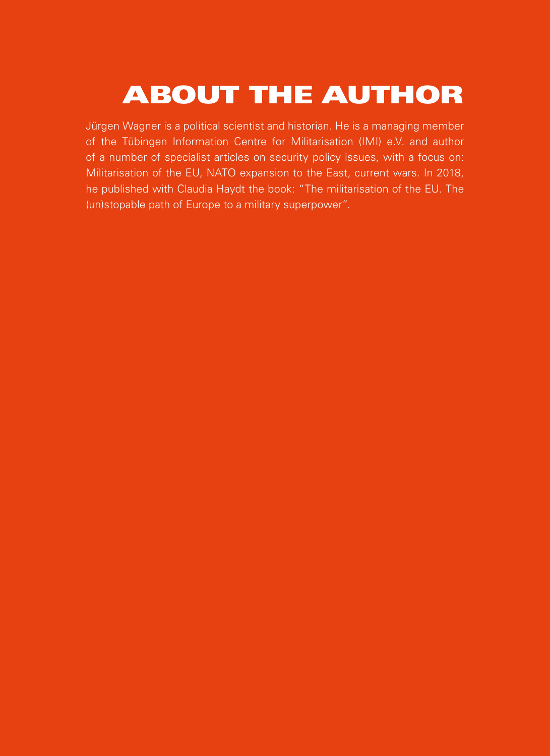# ABOUT THE AUTHOR

Jürgen Wagner is a political scientist and historian. He is a managing member of the Tübingen Information Centre for Militarisation (IMI) e.V. and author of a number of specialist articles on security policy issues, with a focus on: Militarisation of the EU, NATO expansion to the East, current wars. In 2018, he published with Claudia Haydt the book: "The militarisation of the EU. The (un)stopable path of Europe to a military superpower".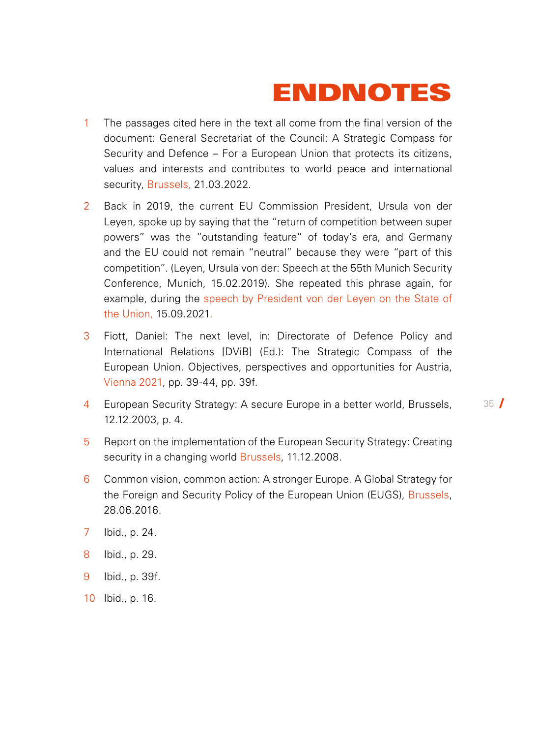# ENDNOTES

1. The passages cited here in the text all come from the final version of the document: General Secretariat of the Council: A Strategic Compass for Security and Defence – For a European Union that protects its citizens, values and interests and contributes to world peace and international security, Brussels, 21.03.2022.

2. Back in 2019, the current EU Commission President, Ursula von der Leyen, spoke up by saying that the "return of competition between super powers" was the "outstanding feature" of today's era, and Germany and the EU could not remain "neutral" because they were "part of this competition". (Leyen, Ursula von der: Speech at the 55th Munich Security Conference, Munich, 15.02.2019). She repeated this phrase again, for example, during the speech by President von der Leyen on the State of the Union, 15.09.2021.

3. Fiott, Daniel: The next level, in: Directorate of Defence Policy and International Relations [DViB] (Ed.): The Strategic Compass of the European Union. Objectives, perspectives and opportunities for Austria, Vienna 2021, pp. 39-44, pp. 39f.

4. European Security Strategy: A secure Europe in a better world, Brussels, 12.12.2003, p. 4.

5. Report on the implementation of the European Security Strategy: Creating security in a changing world Brussels, 11.12.2008.

6. Common vision, common action: A stronger Europe. A Global Strategy for the Foreign and Security Policy of the European Union (EUGS), Brussels, 28.06.2016.

7. Ibid., p. 24.

8. Ibid., p. 29.

9. Ibid., p. 39f.

10. Ibid., p. 16.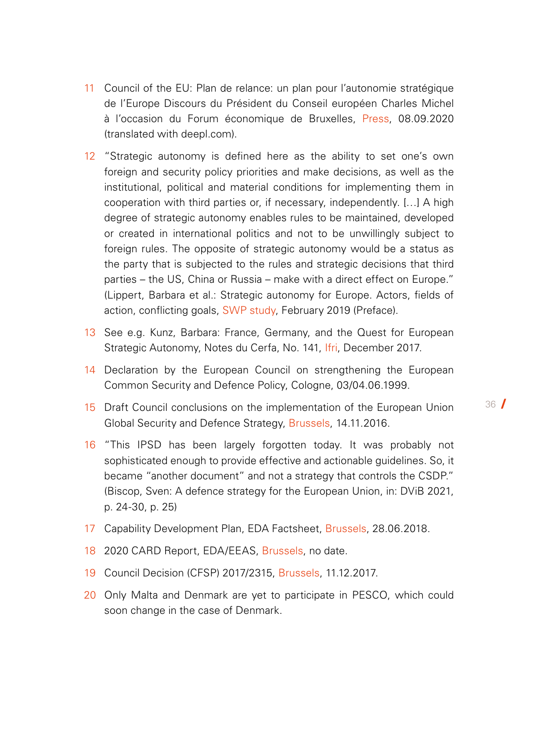11 Council of the EU: Plan de relance: un plan pour l'autonomie stratégique de l'Europe Discours du Président du Conseil européen Charles Michel à l'occasion du Forum économique de Bruxelles, Press, 08.09.2020 (translated with deepl.com).

12 "Strategic autonomy is defined here as the ability to set one's own foreign and security policy priorities and make decisions, as well as the institutional, political and material conditions for implementing them in cooperation with third parties or, if necessary, independently. [...] A high degree of strategic autonomy enables rules to be maintained, developed or created in international politics and not to be unwillingly subject to foreign rules. The opposite of strategic autonomy would be a status as the party that is subjected to the rules and strategic decisions that third parties – the US, China or Russia – make with a direct effect on Europe." (Lippert, Barbara et al.: Strategic autonomy for Europe. Actors, fields of action, conflicting goals, SWP study, February 2019 (Preface).

13 See e.g. Kunz, Barbara: France, Germany, and the Quest for European Strategic Autonomy, Notes du Cerfa, No. 141, Ifri, December 2017.

14 Declaration by the European Council on strengthening the European Common Security and Defence Policy, Cologne, 03/04.06.1999.

15 Draft Council conclusions on the implementation of the European Union Global Security and Defence Strategy, Brussels, 14.11.2016.

16 "This IPSD has been largely forgotten today. It was probably not sophisticated enough to provide effective and actionable guidelines. So, it became "another document" and not a strategy that controls the CSDP." (Biscop, Sven: A defence strategy for the European Union, in: DViB 2021, p. 24-30, p. 25)

17 Capability Development Plan, EDA Factsheet, Brussels, 28.06.2018.

18 2020 CARD Report, EDA/EEAS, Brussels, no date.

19 Council Decision (CFSP) 2017/2315, Brussels, 11.12.2017.

20 Only Malta and Denmark are yet to participate in PESCO, which could soon change in the case of Denmark.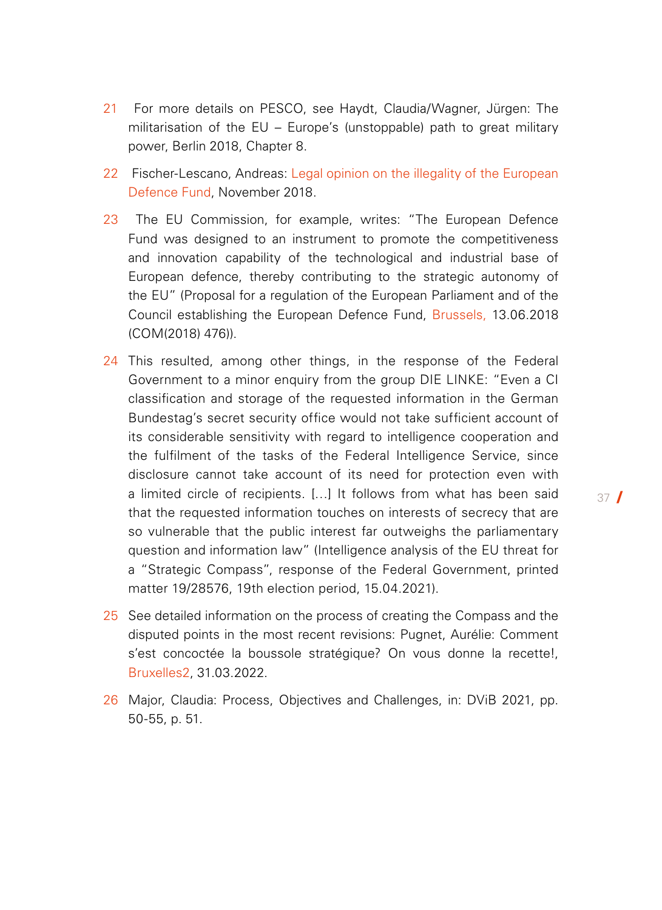21 For more details on PESCO, see Haydt, Claudia/Wagner, Jürgen: The militarisation of the EU – Europe's (unstoppable) path to great military power, Berlin 2018, Chapter 8.

22 Fischer-Lescano, Andreas: Legal opinion on the illegality of the European Defence Fund, November 2018.

23 The EU Commission, for example, writes: "The European Defence Fund was designed to an instrument to promote the competitiveness and innovation capability of the technological and industrial base of European defence, thereby contributing to the strategic autonomy of the EU" (Proposal for a regulation of the European Parliament and of the Council establishing the European Defence Fund, Brussels, 13.06.2018 (COM(2018) 476)).

24 This resulted, among other things, in the response of the Federal Government to a minor enquiry from the group DIE LINKE: "Even a CI classification and storage of the requested information in the German Bundestag's secret security office would not take sufficient account of its considerable sensitivity with regard to intelligence cooperation and the fulfilment of the tasks of the Federal Intelligence Service, since disclosure cannot take account of its need for protection even with a limited circle of recipients. [...] It follows from what has been said that the requested information touches on interests of secrecy that are so vulnerable that the public interest far outweighs the parliamentary question and information law" (Intelligence analysis of the EU threat for a "Strategic Compass", response of the Federal Government, printed matter 19/28576, 19th election period, 15.04.2021).

25 See detailed information on the process of creating the Compass and the disputed points in the most recent revisions: Pugnet, Aurélie: Comment s'est concoctée la boussole stratégique? On vous donne la recette!, Bruxelles2, 31.03.2022.

26 Major, Claudia: Process, Objectives and Challenges, in: DViB 2021, pp. 50-55, p. 51.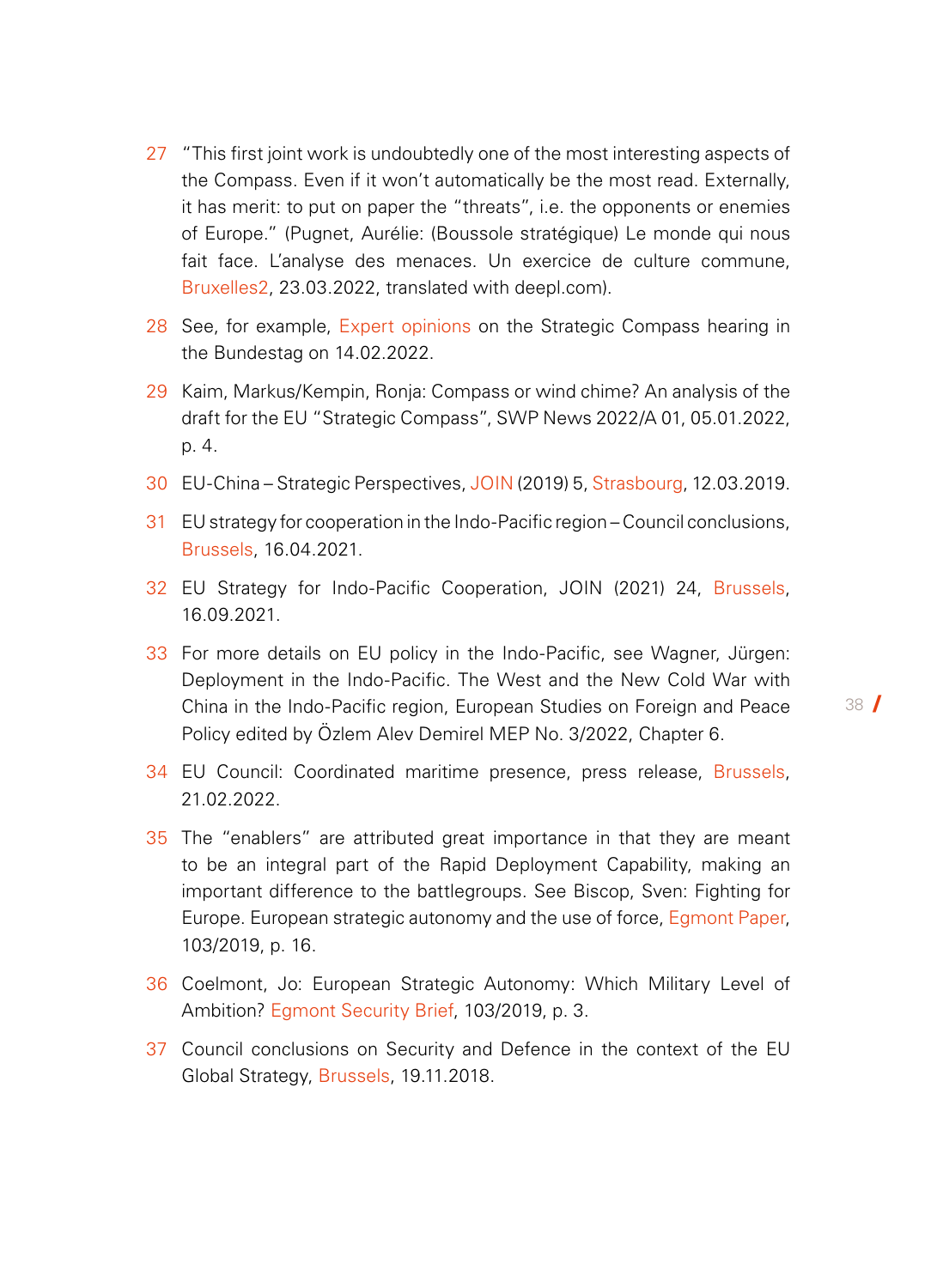27 "This first joint work is undoubtedly one of the most interesting aspects of the Compass. Even if it won't automatically be the most read. Externally, it has merit: to put on paper the "threats", i.e. the opponents or enemies of Europe." (Pugnet, Aurélie: (Boussole stratégique) Le monde qui nous fait face. L'analyse des menaces. Un exercice de culture commune, Bruxelles2, 23.03.2022, translated with deepl.com).

28 See, for example, Expert opinions on the Strategic Compass hearing in the Bundestag on 14.02.2022.

29 Kaim, Markus/Kempin, Ronja: Compass or wind chime? An analysis of the draft for the EU "Strategic Compass", SWP News 2022/A 01, 05.01.2022, p. 4.

30 EU-China – Strategic Perspectives, JOIN (2019) 5, Strasbourg, 12.03.2019.

31 EU strategy for cooperation in the Indo-Pacific region – Council conclusions, Brussels, 16.04.2021.

32 EU Strategy for Indo-Pacific Cooperation, JOIN (2021) 24, Brussels, 16.09.2021.

33 For more details on EU policy in the Indo-Pacific, see Wagner, Jürgen: Deployment in the Indo-Pacific. The West and the New Cold War with China in the Indo-Pacific region, European Studies on Foreign and Peace Policy edited by Özlem Alev Demirel MEP No. 3/2022, Chapter 6.

34 EU Council: Coordinated maritime presence, press release, Brussels, 21.02.2022.

35 The "enablers" are attributed great importance in that they are meant to be an integral part of the Rapid Deployment Capability, making an important difference to the battlegroups. See Biscop, Sven: Fighting for Europe. European strategic autonomy and the use of force, Egmont Paper, 103/2019, p. 16.

36 Coelmont, Jo: European Strategic Autonomy: Which Military Level of Ambition? Egmont Security Brief, 103/2019, p. 3.

37 Council conclusions on Security and Defence in the context of the EU Global Strategy, Brussels, 19.11.2018.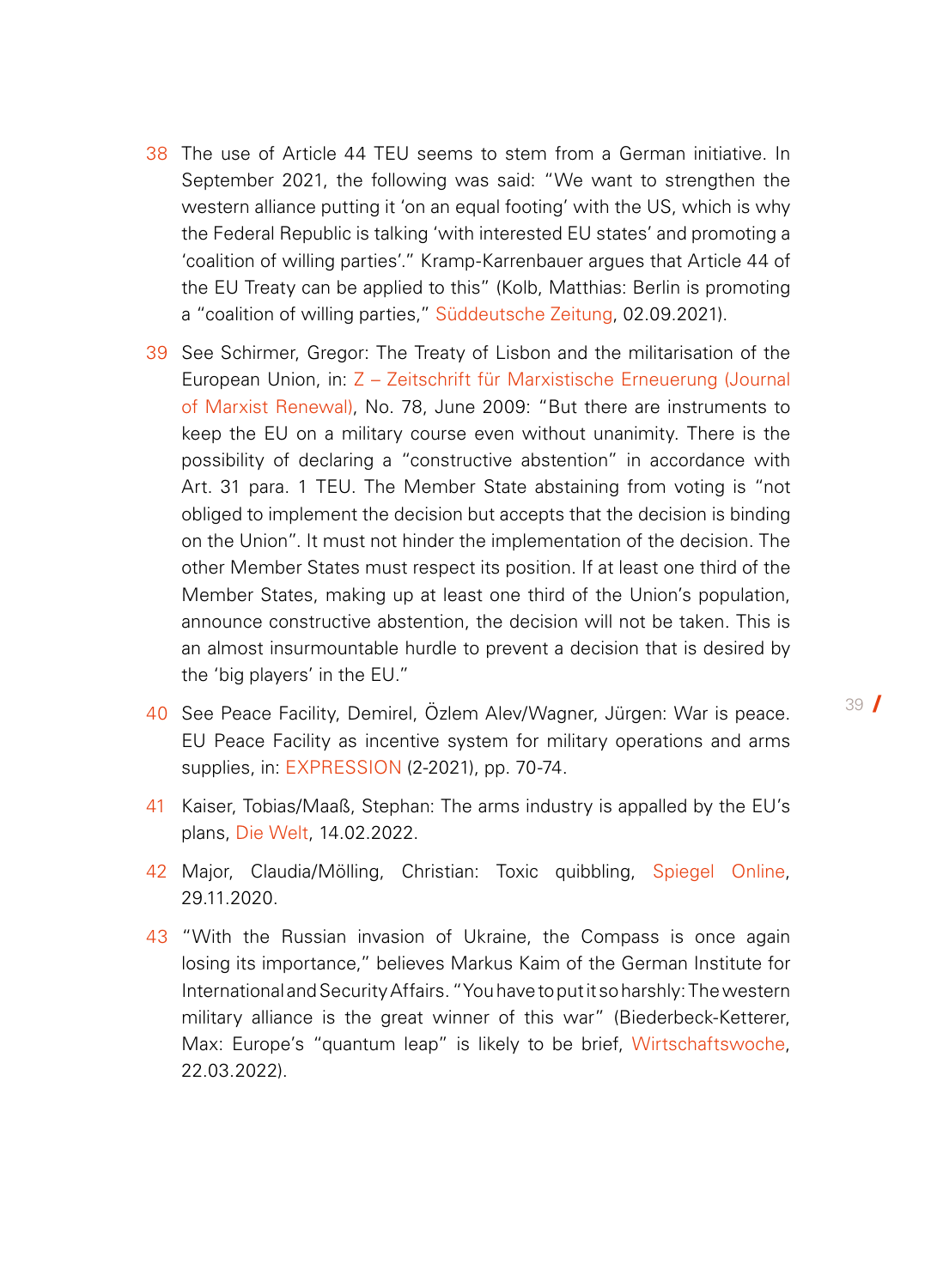38 The use of Article 44 TEU seems to stem from a German initiative. In September 2021, the following was said: "We want to strengthen the western alliance putting it 'on an equal footing' with the US, which is why the Federal Republic is talking 'with interested EU states' and promoting a 'coalition of willing parties'." Kramp-Karrenbauer argues that Article 44 of the EU Treaty can be applied to this" (Kolb, Matthias: Berlin is promoting a "coalition of willing parties," Süddeutsche Zeitung, 02.09.2021).

39 See Schirmer, Gregor: The Treaty of Lisbon and the militarisation of the European Union, in: Z – Zeitschrift für Marxistische Erneuerung (Journal of Marxist Renewal), No. 78, June 2009: "But there are instruments to keep the EU on a military course even without unanimity. There is the possibility of declaring a "constructive abstention" in accordance with Art. 31 para. 1 TEU. The Member State abstaining from voting is "not obliged to implement the decision but accepts that the decision is binding on the Union". It must not hinder the implementation of the decision. The other Member States must respect its position. If at least one third of the Member States, making up at least one third of the Union's population, announce constructive abstention, the decision will not be taken. This is an almost insurmountable hurdle to prevent a decision that is desired by the 'big players' in the EU."

40 See Peace Facility, Demirel, Özlem Alev/Wagner, Jürgen: War is peace. EU Peace Facility as incentive system for military operations and arms supplies, in: EXPRESSION (2-2021), pp. 70-74.

41 Kaiser, Tobias/Maaß, Stephan: The arms industry is appalled by the EU's plans, Die Welt, 14.02.2022.

42 Major, Claudia/Mölling, Christian: Toxic quibbling, Spiegel Online, 29.11.2020.

43 "With the Russian invasion of Ukraine, the Compass is once again losing its importance," believes Markus Kaim of the German Institute for International and Security Affairs. "You have to put it so harshly: The western military alliance is the great winner of this war" (Biederbeck-Ketterer, Max: Europe's "quantum leap" is likely to be brief, Wirtschaftswoche, 22.03.2022).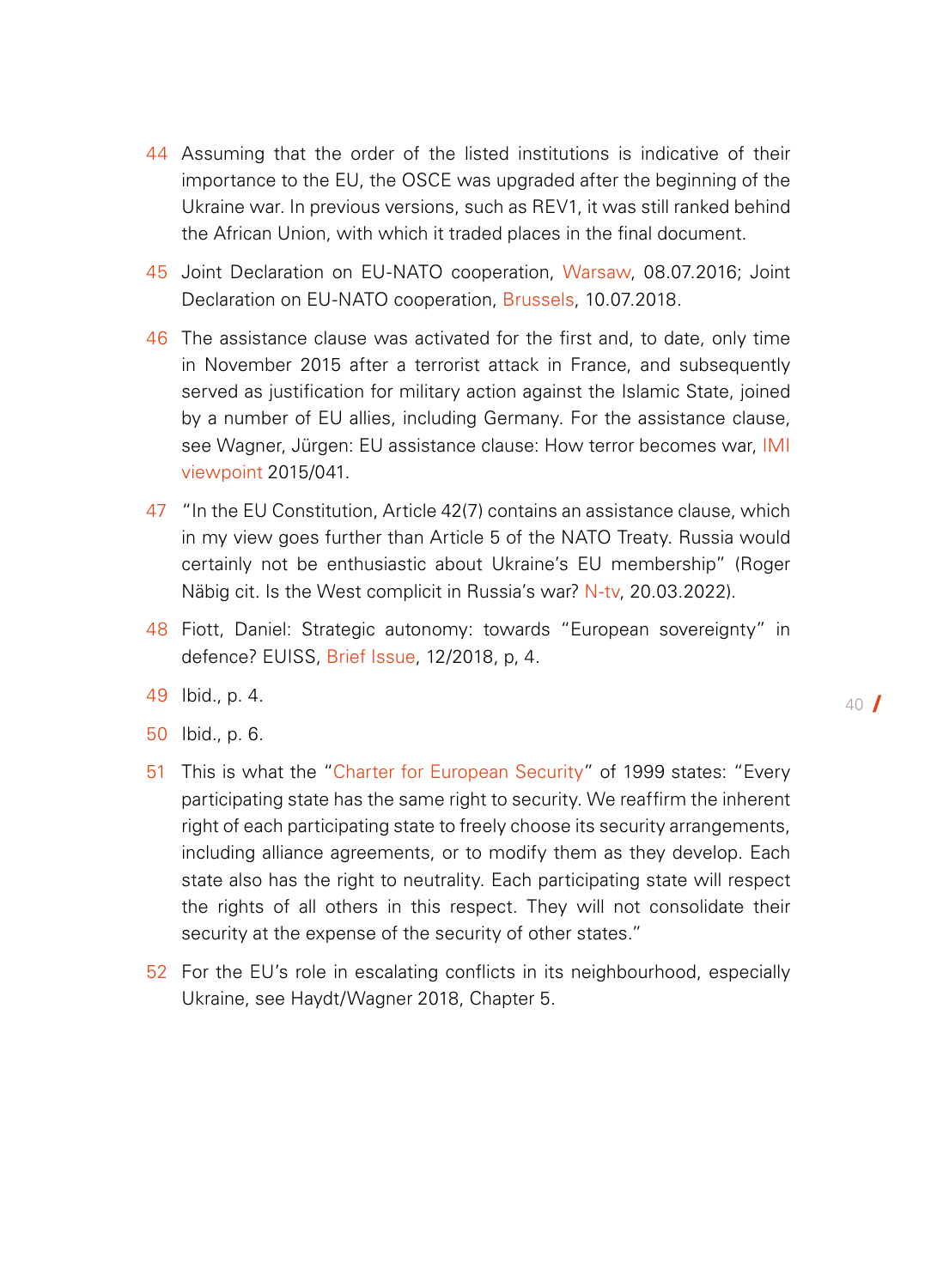44 Assuming that the order of the listed institutions is indicative of their importance to the EU, the OSCE was upgraded after the beginning of the Ukraine war. In previous versions, such as REV1, it was still ranked behind the African Union, with which it traded places in the final document.

45 Joint Declaration on EU-NATO cooperation, Warsaw, 08.07.2016; Joint Declaration on EU-NATO cooperation, Brussels, 10.07.2018.

46 The assistance clause was activated for the first and, to date, only time in November 2015 after a terrorist attack in France, and subsequently served as justification for military action against the Islamic State, joined by a number of EU allies, including Germany. For the assistance clause, see Wagner, Jürgen: EU assistance clause: How terror becomes war, IMI viewpoint 2015/041.

47 "In the EU Constitution, Article 42(7) contains an assistance clause, which in my view goes further than Article 5 of the NATO Treaty. Russia would certainly not be enthusiastic about Ukraine's EU membership" (Roger Näbig cit. Is the West complicit in Russia's war? N-tv, 20.03.2022).

48 Fiott, Daniel: Strategic autonomy: towards "European sovereignty" in defence? EUISS, Brief Issue, 12/2018, p, 4.

49 Ibid., p. 4.

50 Ibid., p. 6.

51 This is what the "Charter for European Security" of 1999 states: "Every participating state has the same right to security. We reaffirm the inherent right of each participating state to freely choose its security arrangements, including alliance agreements, or to modify them as they develop. Each state also has the right to neutrality. Each participating state will respect the rights of all others in this respect. They will not consolidate their security at the expense of the security of other states."

52 For the EU's role in escalating conflicts in its neighbourhood, especially Ukraine, see Haydt/Wagner 2018, Chapter 5.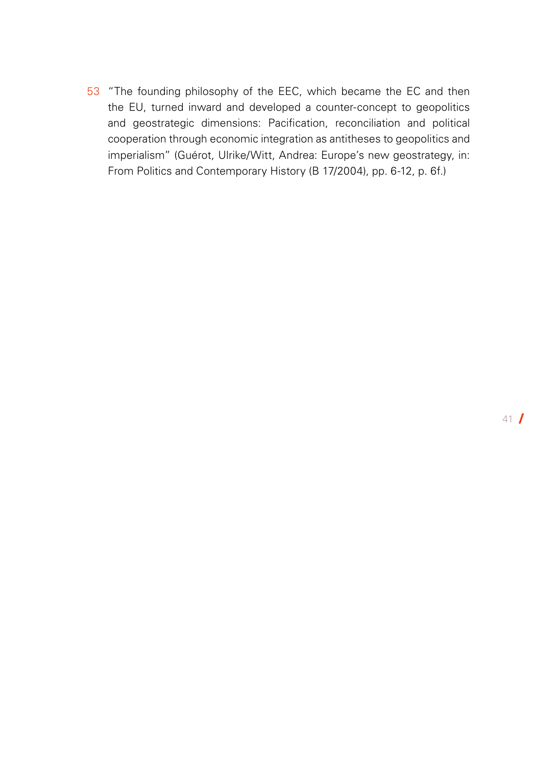53 "The founding philosophy of the EEC, which became the EC and then the EU, turned inward and developed a counter-concept to geopolitics and geostrategic dimensions: Pacification, reconciliation and political cooperation through economic integration as antitheses to geopolitics and imperialism" (Guérot, Ulrike/Witt, Andrea: Europe's new geostrategy, in: From Politics and Contemporary History (B 17/2004), pp. 6-12, p. 6f.)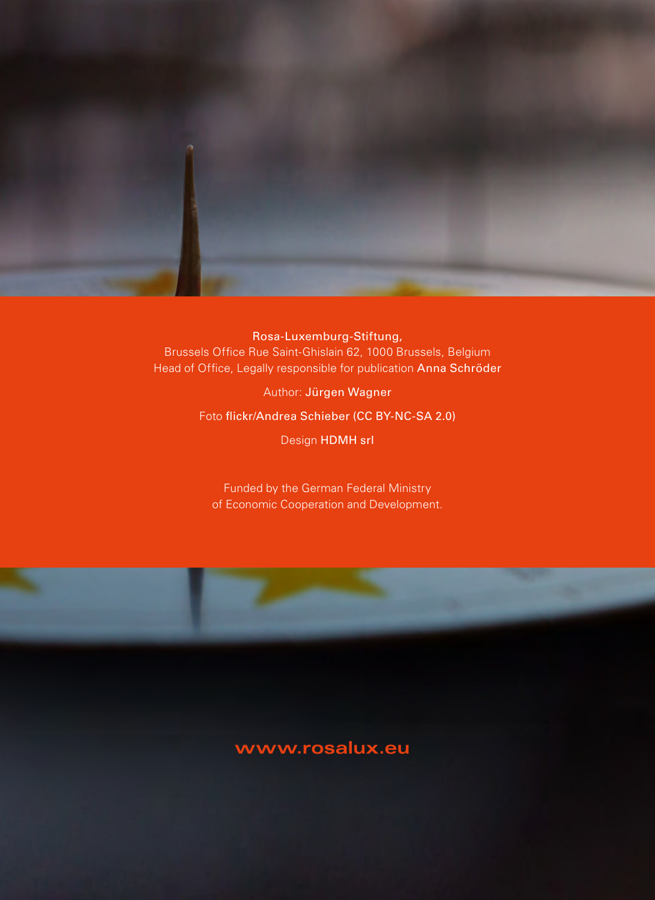**Rosa-Luxemburg-Stiftung,**
Brussels Office Rue Saint-Ghislain 62, 1000 Brussels, Belgium
Head of Office, Legally responsible for publication **Anna Schröder**

Author: **Jürgen Wagner**

Foto **flickr/Andrea Schieber (CC BY-NC-SA 2.0)**

Design **HDMH srl**

Funded by the German Federal Ministry
of Economic Cooperation and Development.

**www.rosalux.eu**